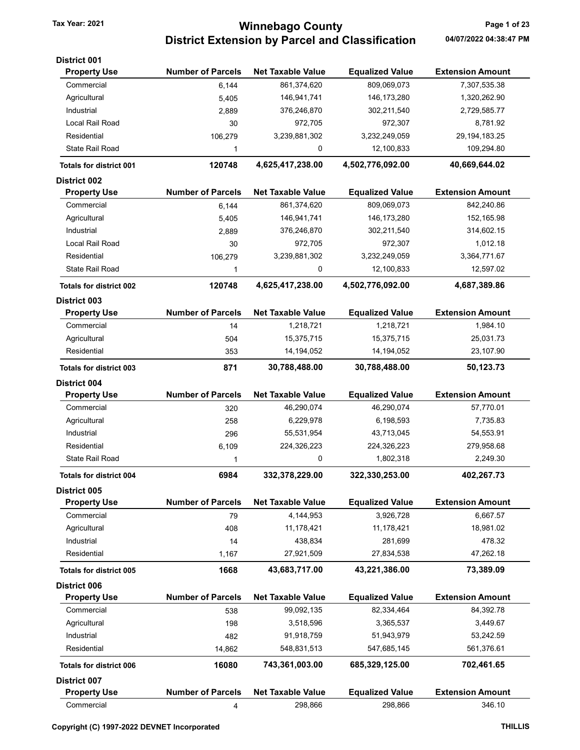# Winnebago County
## District Extension by Parcel and Classification

Tax Year: 2021

04/07/2022 04:38:47 PM

### District 001

| Property Use | Number of Parcels | Net Taxable Value | Equalized Value | Extension Amount |
|---|---|---|---|---|
| Commercial | 6,144 | 861,374,620 | 809,069,073 | 7,307,535.38 |
| Agricultural | 5,405 | 146,941,741 | 146,173,280 | 1,320,262.90 |
| Industrial | 2,889 | 376,246,870 | 302,211,540 | 2,729,585.77 |
| Local Rail Road | 30 | 972,705 | 972,307 | 8,781.92 |
| Residential | 106,279 | 3,239,881,302 | 3,232,249,059 | 29,194,183.25 |
| State Rail Road | 1 | 0 | 12,100,833 | 109,294.80 |
| **Totals for district 001** | **120748** | **4,625,417,238.00** | **4,502,776,092.00** | **40,669,644.02** |

### District 002

| Property Use | Number of Parcels | Net Taxable Value | Equalized Value | Extension Amount |
|---|---|---|---|---|
| Commercial | 6,144 | 861,374,620 | 809,069,073 | 842,240.86 |
| Agricultural | 5,405 | 146,941,741 | 146,173,280 | 152,165.98 |
| Industrial | 2,889 | 376,246,870 | 302,211,540 | 314,602.15 |
| Local Rail Road | 30 | 972,705 | 972,307 | 1,012.18 |
| Residential | 106,279 | 3,239,881,302 | 3,232,249,059 | 3,364,771.67 |
| State Rail Road | 1 | 0 | 12,100,833 | 12,597.02 |
| **Totals for district 002** | **120748** | **4,625,417,238.00** | **4,502,776,092.00** | **4,687,389.86** |

### District 003

| Property Use | Number of Parcels | Net Taxable Value | Equalized Value | Extension Amount |
|---|---|---|---|---|
| Commercial | 14 | 1,218,721 | 1,218,721 | 1,984.10 |
| Agricultural | 504 | 15,375,715 | 15,375,715 | 25,031.73 |
| Residential | 353 | 14,194,052 | 14,194,052 | 23,107.90 |
| **Totals for district 003** | **871** | **30,788,488.00** | **30,788,488.00** | **50,123.73** |

### District 004

| Property Use | Number of Parcels | Net Taxable Value | Equalized Value | Extension Amount |
|---|---|---|---|---|
| Commercial | 320 | 46,290,074 | 46,290,074 | 57,770.01 |
| Agricultural | 258 | 6,229,978 | 6,198,593 | 7,735.83 |
| Industrial | 296 | 55,531,954 | 43,713,045 | 54,553.91 |
| Residential | 6,109 | 224,326,223 | 224,326,223 | 279,958.68 |
| State Rail Road | 1 | 0 | 1,802,318 | 2,249.30 |
| **Totals for district 004** | **6984** | **332,378,229.00** | **322,330,253.00** | **402,267.73** |

### District 005

| Property Use | Number of Parcels | Net Taxable Value | Equalized Value | Extension Amount |
|---|---|---|---|---|
| Commercial | 79 | 4,144,953 | 3,926,728 | 6,667.57 |
| Agricultural | 408 | 11,178,421 | 11,178,421 | 18,981.02 |
| Industrial | 14 | 438,834 | 281,699 | 478.32 |
| Residential | 1,167 | 27,921,509 | 27,834,538 | 47,262.18 |
| **Totals for district 005** | **1668** | **43,683,717.00** | **43,221,386.00** | **73,389.09** |

### District 006

| Property Use | Number of Parcels | Net Taxable Value | Equalized Value | Extension Amount |
|---|---|---|---|---|
| Commercial | 538 | 99,092,135 | 82,334,464 | 84,392.78 |
| Agricultural | 198 | 3,518,596 | 3,365,537 | 3,449.67 |
| Industrial | 482 | 91,918,759 | 51,943,979 | 53,242.59 |
| Residential | 14,862 | 548,831,513 | 547,685,145 | 561,376.61 |
| **Totals for district 006** | **16080** | **743,361,003.00** | **685,329,125.00** | **702,461.65** |

### District 007

| Property Use | Number of Parcels | Net Taxable Value | Equalized Value | Extension Amount |
|---|---|---|---|---|
| Commercial | 4 | 298,866 | 298,866 | 346.10 |

Copyright (C) 1997-2022 DEVNET Incorporated

THILLIS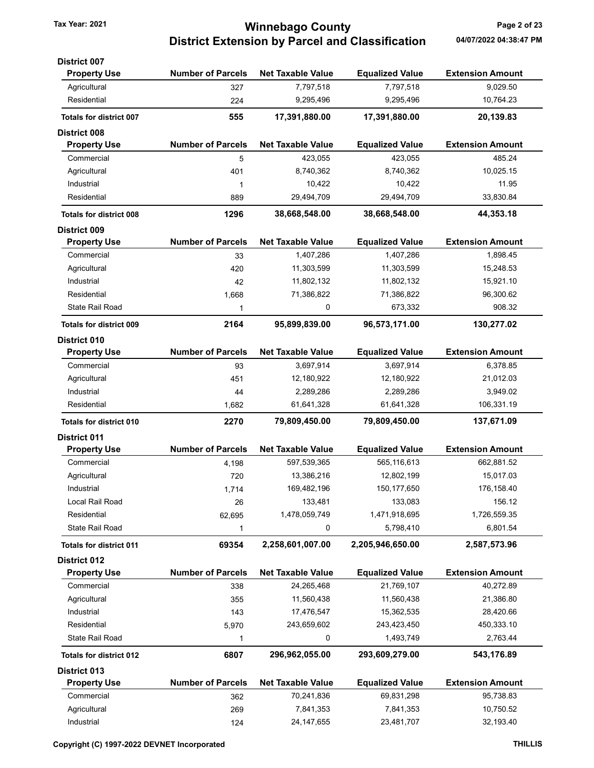# Winnebago County
## District Extension by Parcel and Classification

Tax Year: 2021

04/07/2022 04:38:47 PM

### District 007

| Property Use | Number of Parcels | Net Taxable Value | Equalized Value | Extension Amount |
|---|---|---|---|---|
| Agricultural | 327 | 7,797,518 | 7,797,518 | 9,029.50 |
| Residential | 224 | 9,295,496 | 9,295,496 | 10,764.23 |
| **Totals for district 007** | **555** | **17,391,880.00** | **17,391,880.00** | **20,139.83** |

### District 008

| Property Use | Number of Parcels | Net Taxable Value | Equalized Value | Extension Amount |
|---|---|---|---|---|
| Commercial | 5 | 423,055 | 423,055 | 485.24 |
| Agricultural | 401 | 8,740,362 | 8,740,362 | 10,025.15 |
| Industrial | 1 | 10,422 | 10,422 | 11.95 |
| Residential | 889 | 29,494,709 | 29,494,709 | 33,830.84 |
| **Totals for district 008** | **1296** | **38,668,548.00** | **38,668,548.00** | **44,353.18** |

### District 009

| Property Use | Number of Parcels | Net Taxable Value | Equalized Value | Extension Amount |
|---|---|---|---|---|
| Commercial | 33 | 1,407,286 | 1,407,286 | 1,898.45 |
| Agricultural | 420 | 11,303,599 | 11,303,599 | 15,248.53 |
| Industrial | 42 | 11,802,132 | 11,802,132 | 15,921.10 |
| Residential | 1,668 | 71,386,822 | 71,386,822 | 96,300.62 |
| State Rail Road | 1 | 0 | 673,332 | 908.32 |
| **Totals for district 009** | **2164** | **95,899,839.00** | **96,573,171.00** | **130,277.02** |

### District 010

| Property Use | Number of Parcels | Net Taxable Value | Equalized Value | Extension Amount |
|---|---|---|---|---|
| Commercial | 93 | 3,697,914 | 3,697,914 | 6,378.85 |
| Agricultural | 451 | 12,180,922 | 12,180,922 | 21,012.03 |
| Industrial | 44 | 2,289,286 | 2,289,286 | 3,949.02 |
| Residential | 1,682 | 61,641,328 | 61,641,328 | 106,331.19 |
| **Totals for district 010** | **2270** | **79,809,450.00** | **79,809,450.00** | **137,671.09** |

### District 011

| Property Use | Number of Parcels | Net Taxable Value | Equalized Value | Extension Amount |
|---|---|---|---|---|
| Commercial | 4,198 | 597,539,365 | 565,116,613 | 662,881.52 |
| Agricultural | 720 | 13,386,216 | 12,802,199 | 15,017.03 |
| Industrial | 1,714 | 169,482,196 | 150,177,650 | 176,158.40 |
| Local Rail Road | 26 | 133,481 | 133,083 | 156.12 |
| Residential | 62,695 | 1,478,059,749 | 1,471,918,695 | 1,726,559.35 |
| State Rail Road | 1 | 0 | 5,798,410 | 6,801.54 |
| **Totals for district 011** | **69354** | **2,258,601,007.00** | **2,205,946,650.00** | **2,587,573.96** |

### District 012

| Property Use | Number of Parcels | Net Taxable Value | Equalized Value | Extension Amount |
|---|---|---|---|---|
| Commercial | 338 | 24,265,468 | 21,769,107 | 40,272.89 |
| Agricultural | 355 | 11,560,438 | 11,560,438 | 21,386.80 |
| Industrial | 143 | 17,476,547 | 15,362,535 | 28,420.66 |
| Residential | 5,970 | 243,659,602 | 243,423,450 | 450,333.10 |
| State Rail Road | 1 | 0 | 1,493,749 | 2,763.44 |
| **Totals for district 012** | **6807** | **296,962,055.00** | **293,609,279.00** | **543,176.89** |

### District 013

| Property Use | Number of Parcels | Net Taxable Value | Equalized Value | Extension Amount |
|---|---|---|---|---|
| Commercial | 362 | 70,241,836 | 69,831,298 | 95,738.83 |
| Agricultural | 269 | 7,841,353 | 7,841,353 | 10,750.52 |
| Industrial | 124 | 24,147,655 | 23,481,707 | 32,193.40 |

Copyright (C) 1997-2022 DEVNET Incorporated

THILLIS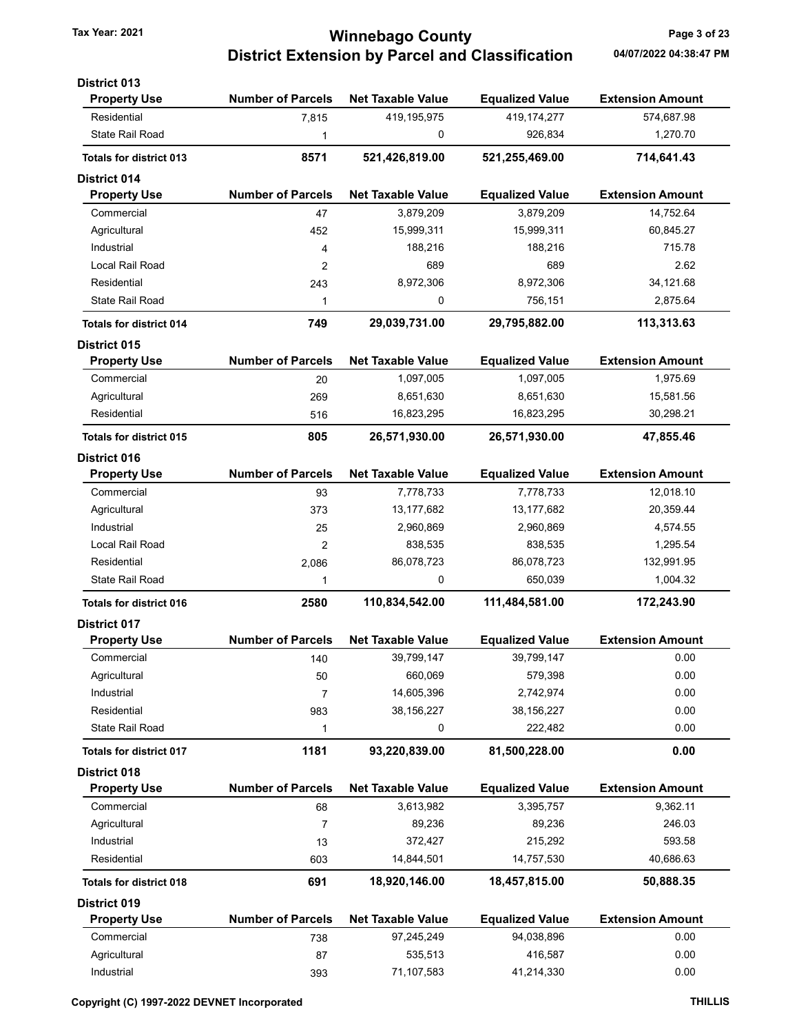# Winnebago County
## District Extension by Parcel and Classification

Tax Year: 2021

04/07/2022 04:38:47 PM

### District 013

| Property Use | Number of Parcels | Net Taxable Value | Equalized Value | Extension Amount |
|---|---|---|---|---|
| Residential | 7,815 | 419,195,975 | 419,174,277 | 574,687.98 |
| State Rail Road | 1 | 0 | 926,834 | 1,270.70 |
| **Totals for district 013** | **8571** | **521,426,819.00** | **521,255,469.00** | **714,641.43** |

### District 014

| Property Use | Number of Parcels | Net Taxable Value | Equalized Value | Extension Amount |
|---|---|---|---|---|
| Commercial | 47 | 3,879,209 | 3,879,209 | 14,752.64 |
| Agricultural | 452 | 15,999,311 | 15,999,311 | 60,845.27 |
| Industrial | 4 | 188,216 | 188,216 | 715.78 |
| Local Rail Road | 2 | 689 | 689 | 2.62 |
| Residential | 243 | 8,972,306 | 8,972,306 | 34,121.68 |
| State Rail Road | 1 | 0 | 756,151 | 2,875.64 |
| **Totals for district 014** | **749** | **29,039,731.00** | **29,795,882.00** | **113,313.63** |

### District 015

| Property Use | Number of Parcels | Net Taxable Value | Equalized Value | Extension Amount |
|---|---|---|---|---|
| Commercial | 20 | 1,097,005 | 1,097,005 | 1,975.69 |
| Agricultural | 269 | 8,651,630 | 8,651,630 | 15,581.56 |
| Residential | 516 | 16,823,295 | 16,823,295 | 30,298.21 |
| **Totals for district 015** | **805** | **26,571,930.00** | **26,571,930.00** | **47,855.46** |

### District 016

| Property Use | Number of Parcels | Net Taxable Value | Equalized Value | Extension Amount |
|---|---|---|---|---|
| Commercial | 93 | 7,778,733 | 7,778,733 | 12,018.10 |
| Agricultural | 373 | 13,177,682 | 13,177,682 | 20,359.44 |
| Industrial | 25 | 2,960,869 | 2,960,869 | 4,574.55 |
| Local Rail Road | 2 | 838,535 | 838,535 | 1,295.54 |
| Residential | 2,086 | 86,078,723 | 86,078,723 | 132,991.95 |
| State Rail Road | 1 | 0 | 650,039 | 1,004.32 |
| **Totals for district 016** | **2580** | **110,834,542.00** | **111,484,581.00** | **172,243.90** |

### District 017

| Property Use | Number of Parcels | Net Taxable Value | Equalized Value | Extension Amount |
|---|---|---|---|---|
| Commercial | 140 | 39,799,147 | 39,799,147 | 0.00 |
| Agricultural | 50 | 660,069 | 579,398 | 0.00 |
| Industrial | 7 | 14,605,396 | 2,742,974 | 0.00 |
| Residential | 983 | 38,156,227 | 38,156,227 | 0.00 |
| State Rail Road | 1 | 0 | 222,482 | 0.00 |
| **Totals for district 017** | **1181** | **93,220,839.00** | **81,500,228.00** | **0.00** |

### District 018

| Property Use | Number of Parcels | Net Taxable Value | Equalized Value | Extension Amount |
|---|---|---|---|---|
| Commercial | 68 | 3,613,982 | 3,395,757 | 9,362.11 |
| Agricultural | 7 | 89,236 | 89,236 | 246.03 |
| Industrial | 13 | 372,427 | 215,292 | 593.58 |
| Residential | 603 | 14,844,501 | 14,757,530 | 40,686.63 |
| **Totals for district 018** | **691** | **18,920,146.00** | **18,457,815.00** | **50,888.35** |

### District 019

| Property Use | Number of Parcels | Net Taxable Value | Equalized Value | Extension Amount |
|---|---|---|---|---|
| Commercial | 738 | 97,245,249 | 94,038,896 | 0.00 |
| Agricultural | 87 | 535,513 | 416,587 | 0.00 |
| Industrial | 393 | 71,107,583 | 41,214,330 | 0.00 |

Copyright (C) 1997-2022 DEVNET Incorporated

THILLIS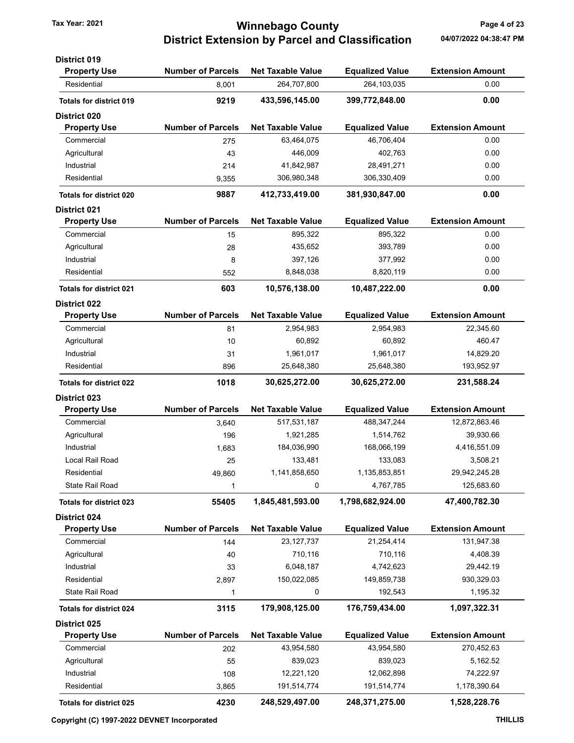# Winnebago County
## District Extension by Parcel and Classification

Tax Year: 2021

### District 019

| Property Use | Number of Parcels | Net Taxable Value | Equalized Value | Extension Amount |
|---|---|---|---|---|
| Residential | 8,001 | 264,707,800 | 264,103,035 | 0.00 |
| **Totals for district 019** | **9219** | **433,596,145.00** | **399,772,848.00** | **0.00** |

### District 020

| Property Use | Number of Parcels | Net Taxable Value | Equalized Value | Extension Amount |
|---|---|---|---|---|
| Commercial | 275 | 63,464,075 | 46,706,404 | 0.00 |
| Agricultural | 43 | 446,009 | 402,763 | 0.00 |
| Industrial | 214 | 41,842,987 | 28,491,271 | 0.00 |
| Residential | 9,355 | 306,980,348 | 306,330,409 | 0.00 |
| **Totals for district 020** | **9887** | **412,733,419.00** | **381,930,847.00** | **0.00** |

### District 021

| Property Use | Number of Parcels | Net Taxable Value | Equalized Value | Extension Amount |
|---|---|---|---|---|
| Commercial | 15 | 895,322 | 895,322 | 0.00 |
| Agricultural | 28 | 435,652 | 393,789 | 0.00 |
| Industrial | 8 | 397,126 | 377,992 | 0.00 |
| Residential | 552 | 8,848,038 | 8,820,119 | 0.00 |
| **Totals for district 021** | **603** | **10,576,138.00** | **10,487,222.00** | **0.00** |

### District 022

| Property Use | Number of Parcels | Net Taxable Value | Equalized Value | Extension Amount |
|---|---|---|---|---|
| Commercial | 81 | 2,954,983 | 2,954,983 | 22,345.60 |
| Agricultural | 10 | 60,892 | 60,892 | 460.47 |
| Industrial | 31 | 1,961,017 | 1,961,017 | 14,829.20 |
| Residential | 896 | 25,648,380 | 25,648,380 | 193,952.97 |
| **Totals for district 022** | **1018** | **30,625,272.00** | **30,625,272.00** | **231,588.24** |

### District 023

| Property Use | Number of Parcels | Net Taxable Value | Equalized Value | Extension Amount |
|---|---|---|---|---|
| Commercial | 3,640 | 517,531,187 | 488,347,244 | 12,872,863.46 |
| Agricultural | 196 | 1,921,285 | 1,514,762 | 39,930.66 |
| Industrial | 1,683 | 184,036,990 | 168,066,199 | 4,416,551.09 |
| Local Rail Road | 25 | 133,481 | 133,083 | 3,508.21 |
| Residential | 49,860 | 1,141,858,650 | 1,135,853,851 | 29,942,245.28 |
| State Rail Road | 1 | 0 | 4,767,785 | 125,683.60 |
| **Totals for district 023** | **55405** | **1,845,481,593.00** | **1,798,682,924.00** | **47,400,782.30** |

### District 024

| Property Use | Number of Parcels | Net Taxable Value | Equalized Value | Extension Amount |
|---|---|---|---|---|
| Commercial | 144 | 23,127,737 | 21,254,414 | 131,947.38 |
| Agricultural | 40 | 710,116 | 710,116 | 4,408.39 |
| Industrial | 33 | 6,048,187 | 4,742,623 | 29,442.19 |
| Residential | 2,897 | 150,022,085 | 149,859,738 | 930,329.03 |
| State Rail Road | 1 | 0 | 192,543 | 1,195.32 |
| **Totals for district 024** | **3115** | **179,908,125.00** | **176,759,434.00** | **1,097,322.31** |

### District 025

| Property Use | Number of Parcels | Net Taxable Value | Equalized Value | Extension Amount |
|---|---|---|---|---|
| Commercial | 202 | 43,954,580 | 43,954,580 | 270,452.63 |
| Agricultural | 55 | 839,023 | 839,023 | 5,162.52 |
| Industrial | 108 | 12,221,120 | 12,062,898 | 74,222.97 |
| Residential | 3,865 | 191,514,774 | 191,514,774 | 1,178,390.64 |
| **Totals for district 025** | **4230** | **248,529,497.00** | **248,371,275.00** | **1,528,228.76** |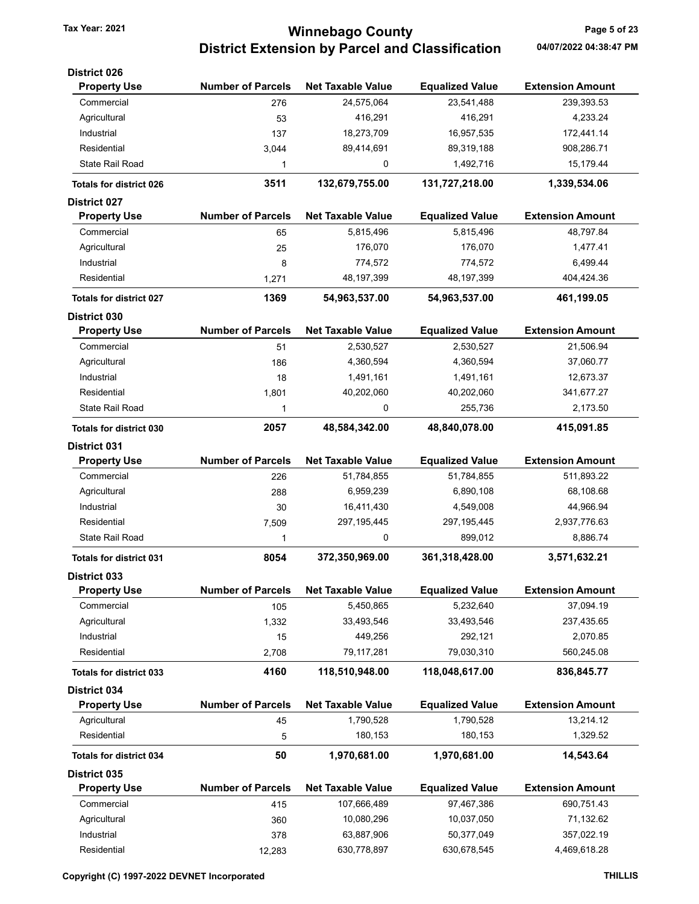# Winnebago County
## District Extension by Parcel and Classification

Tax Year: 2021

04/07/2022 04:38:47 PM

### District 026

| Property Use | Number of Parcels | Net Taxable Value | Equalized Value | Extension Amount |
|---|---|---|---|---|
| Commercial | 276 | 24,575,064 | 23,541,488 | 239,393.53 |
| Agricultural | 53 | 416,291 | 416,291 | 4,233.24 |
| Industrial | 137 | 18,273,709 | 16,957,535 | 172,441.14 |
| Residential | 3,044 | 89,414,691 | 89,319,188 | 908,286.71 |
| State Rail Road | 1 | 0 | 1,492,716 | 15,179.44 |
| **Totals for district 026** | **3511** | **132,679,755.00** | **131,727,218.00** | **1,339,534.06** |

### District 027

| Property Use | Number of Parcels | Net Taxable Value | Equalized Value | Extension Amount |
|---|---|---|---|---|
| Commercial | 65 | 5,815,496 | 5,815,496 | 48,797.84 |
| Agricultural | 25 | 176,070 | 176,070 | 1,477.41 |
| Industrial | 8 | 774,572 | 774,572 | 6,499.44 |
| Residential | 1,271 | 48,197,399 | 48,197,399 | 404,424.36 |
| **Totals for district 027** | **1369** | **54,963,537.00** | **54,963,537.00** | **461,199.05** |

### District 030

| Property Use | Number of Parcels | Net Taxable Value | Equalized Value | Extension Amount |
|---|---|---|---|---|
| Commercial | 51 | 2,530,527 | 2,530,527 | 21,506.94 |
| Agricultural | 186 | 4,360,594 | 4,360,594 | 37,060.77 |
| Industrial | 18 | 1,491,161 | 1,491,161 | 12,673.37 |
| Residential | 1,801 | 40,202,060 | 40,202,060 | 341,677.27 |
| State Rail Road | 1 | 0 | 255,736 | 2,173.50 |
| **Totals for district 030** | **2057** | **48,584,342.00** | **48,840,078.00** | **415,091.85** |

### District 031

| Property Use | Number of Parcels | Net Taxable Value | Equalized Value | Extension Amount |
|---|---|---|---|---|
| Commercial | 226 | 51,784,855 | 51,784,855 | 511,893.22 |
| Agricultural | 288 | 6,959,239 | 6,890,108 | 68,108.68 |
| Industrial | 30 | 16,411,430 | 4,549,008 | 44,966.94 |
| Residential | 7,509 | 297,195,445 | 297,195,445 | 2,937,776.63 |
| State Rail Road | 1 | 0 | 899,012 | 8,886.74 |
| **Totals for district 031** | **8054** | **372,350,969.00** | **361,318,428.00** | **3,571,632.21** |

### District 033

| Property Use | Number of Parcels | Net Taxable Value | Equalized Value | Extension Amount |
|---|---|---|---|---|
| Commercial | 105 | 5,450,865 | 5,232,640 | 37,094.19 |
| Agricultural | 1,332 | 33,493,546 | 33,493,546 | 237,435.65 |
| Industrial | 15 | 449,256 | 292,121 | 2,070.85 |
| Residential | 2,708 | 79,117,281 | 79,030,310 | 560,245.08 |
| **Totals for district 033** | **4160** | **118,510,948.00** | **118,048,617.00** | **836,845.77** |

### District 034

| Property Use | Number of Parcels | Net Taxable Value | Equalized Value | Extension Amount |
|---|---|---|---|---|
| Agricultural | 45 | 1,790,528 | 1,790,528 | 13,214.12 |
| Residential | 5 | 180,153 | 180,153 | 1,329.52 |
| **Totals for district 034** | **50** | **1,970,681.00** | **1,970,681.00** | **14,543.64** |

### District 035

| Property Use | Number of Parcels | Net Taxable Value | Equalized Value | Extension Amount |
|---|---|---|---|---|
| Commercial | 415 | 107,666,489 | 97,467,386 | 690,751.43 |
| Agricultural | 360 | 10,080,296 | 10,037,050 | 71,132.62 |
| Industrial | 378 | 63,887,906 | 50,377,049 | 357,022.19 |
| Residential | 12,283 | 630,778,897 | 630,678,545 | 4,469,618.28 |

Copyright (C) 1997-2022 DEVNET Incorporated — THILLIS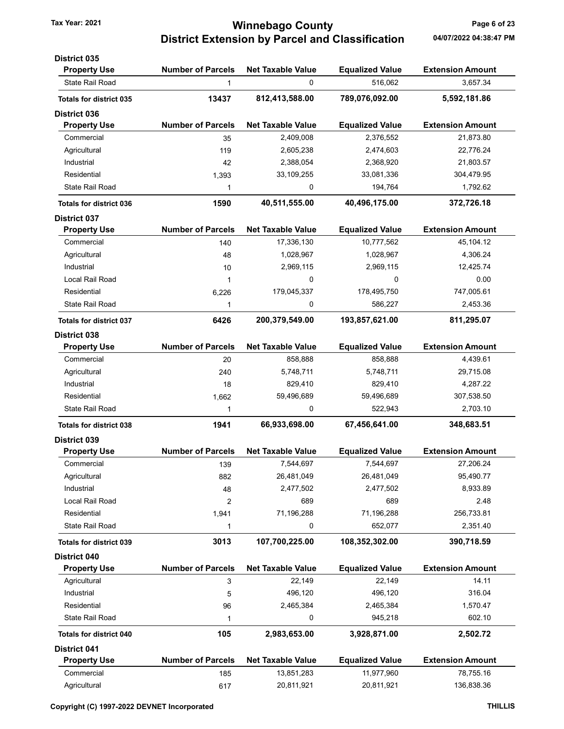# Winnebago County
## District Extension by Parcel and Classification

Tax Year: 2021

### District 035

| Property Use | Number of Parcels | Net Taxable Value | Equalized Value | Extension Amount |
|---|---|---|---|---|
| State Rail Road | 1 | 0 | 516,062 | 3,657.34 |
| **Totals for district 035** | **13437** | **812,413,588.00** | **789,076,092.00** | **5,592,181.86** |

### District 036

| Property Use | Number of Parcels | Net Taxable Value | Equalized Value | Extension Amount |
|---|---|---|---|---|
| Commercial | 35 | 2,409,008 | 2,376,552 | 21,873.80 |
| Agricultural | 119 | 2,605,238 | 2,474,603 | 22,776.24 |
| Industrial | 42 | 2,388,054 | 2,368,920 | 21,803.57 |
| Residential | 1,393 | 33,109,255 | 33,081,336 | 304,479.95 |
| State Rail Road | 1 | 0 | 194,764 | 1,792.62 |
| **Totals for district 036** | **1590** | **40,511,555.00** | **40,496,175.00** | **372,726.18** |

### District 037

| Property Use | Number of Parcels | Net Taxable Value | Equalized Value | Extension Amount |
|---|---|---|---|---|
| Commercial | 140 | 17,336,130 | 10,777,562 | 45,104.12 |
| Agricultural | 48 | 1,028,967 | 1,028,967 | 4,306.24 |
| Industrial | 10 | 2,969,115 | 2,969,115 | 12,425.74 |
| Local Rail Road | 1 | 0 | 0 | 0.00 |
| Residential | 6,226 | 179,045,337 | 178,495,750 | 747,005.61 |
| State Rail Road | 1 | 0 | 586,227 | 2,453.36 |
| **Totals for district 037** | **6426** | **200,379,549.00** | **193,857,621.00** | **811,295.07** |

### District 038

| Property Use | Number of Parcels | Net Taxable Value | Equalized Value | Extension Amount |
|---|---|---|---|---|
| Commercial | 20 | 858,888 | 858,888 | 4,439.61 |
| Agricultural | 240 | 5,748,711 | 5,748,711 | 29,715.08 |
| Industrial | 18 | 829,410 | 829,410 | 4,287.22 |
| Residential | 1,662 | 59,496,689 | 59,496,689 | 307,538.50 |
| State Rail Road | 1 | 0 | 522,943 | 2,703.10 |
| **Totals for district 038** | **1941** | **66,933,698.00** | **67,456,641.00** | **348,683.51** |

### District 039

| Property Use | Number of Parcels | Net Taxable Value | Equalized Value | Extension Amount |
|---|---|---|---|---|
| Commercial | 139 | 7,544,697 | 7,544,697 | 27,206.24 |
| Agricultural | 882 | 26,481,049 | 26,481,049 | 95,490.77 |
| Industrial | 48 | 2,477,502 | 2,477,502 | 8,933.89 |
| Local Rail Road | 2 | 689 | 689 | 2.48 |
| Residential | 1,941 | 71,196,288 | 71,196,288 | 256,733.81 |
| State Rail Road | 1 | 0 | 652,077 | 2,351.40 |
| **Totals for district 039** | **3013** | **107,700,225.00** | **108,352,302.00** | **390,718.59** |

### District 040

| Property Use | Number of Parcels | Net Taxable Value | Equalized Value | Extension Amount |
|---|---|---|---|---|
| Agricultural | 3 | 22,149 | 22,149 | 14.11 |
| Industrial | 5 | 496,120 | 496,120 | 316.04 |
| Residential | 96 | 2,465,384 | 2,465,384 | 1,570.47 |
| State Rail Road | 1 | 0 | 945,218 | 602.10 |
| **Totals for district 040** | **105** | **2,983,653.00** | **3,928,871.00** | **2,502.72** |

### District 041

| Property Use | Number of Parcels | Net Taxable Value | Equalized Value | Extension Amount |
|---|---|---|---|---|
| Commercial | 185 | 13,851,283 | 11,977,960 | 78,755.16 |
| Agricultural | 617 | 20,811,921 | 20,811,921 | 136,838.36 |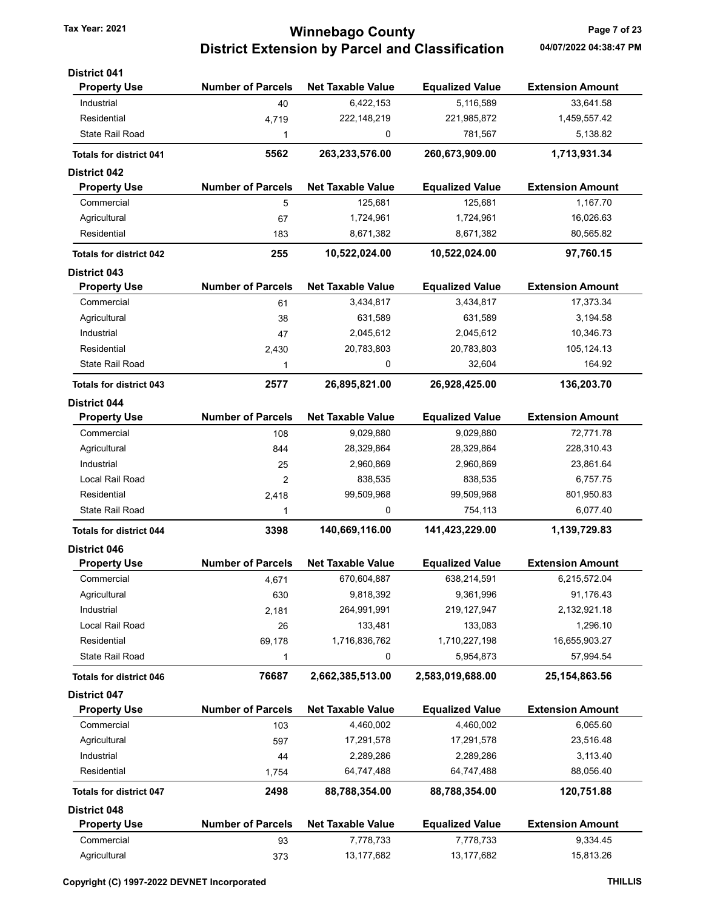# Winnebago County
## District Extension by Parcel and Classification

Tax Year: 2021

### District 041

| Property Use | Number of Parcels | Net Taxable Value | Equalized Value | Extension Amount |
|---|---|---|---|---|
| Industrial | 40 | 6,422,153 | 5,116,589 | 33,641.58 |
| Residential | 4,719 | 222,148,219 | 221,985,872 | 1,459,557.42 |
| State Rail Road | 1 | 0 | 781,567 | 5,138.82 |
| **Totals for district 041** | **5562** | **263,233,576.00** | **260,673,909.00** | **1,713,931.34** |

### District 042

| Property Use | Number of Parcels | Net Taxable Value | Equalized Value | Extension Amount |
|---|---|---|---|---|
| Commercial | 5 | 125,681 | 125,681 | 1,167.70 |
| Agricultural | 67 | 1,724,961 | 1,724,961 | 16,026.63 |
| Residential | 183 | 8,671,382 | 8,671,382 | 80,565.82 |
| **Totals for district 042** | **255** | **10,522,024.00** | **10,522,024.00** | **97,760.15** |

### District 043

| Property Use | Number of Parcels | Net Taxable Value | Equalized Value | Extension Amount |
|---|---|---|---|---|
| Commercial | 61 | 3,434,817 | 3,434,817 | 17,373.34 |
| Agricultural | 38 | 631,589 | 631,589 | 3,194.58 |
| Industrial | 47 | 2,045,612 | 2,045,612 | 10,346.73 |
| Residential | 2,430 | 20,783,803 | 20,783,803 | 105,124.13 |
| State Rail Road | 1 | 0 | 32,604 | 164.92 |
| **Totals for district 043** | **2577** | **26,895,821.00** | **26,928,425.00** | **136,203.70** |

### District 044

| Property Use | Number of Parcels | Net Taxable Value | Equalized Value | Extension Amount |
|---|---|---|---|---|
| Commercial | 108 | 9,029,880 | 9,029,880 | 72,771.78 |
| Agricultural | 844 | 28,329,864 | 28,329,864 | 228,310.43 |
| Industrial | 25 | 2,960,869 | 2,960,869 | 23,861.64 |
| Local Rail Road | 2 | 838,535 | 838,535 | 6,757.75 |
| Residential | 2,418 | 99,509,968 | 99,509,968 | 801,950.83 |
| State Rail Road | 1 | 0 | 754,113 | 6,077.40 |
| **Totals for district 044** | **3398** | **140,669,116.00** | **141,423,229.00** | **1,139,729.83** |

### District 046

| Property Use | Number of Parcels | Net Taxable Value | Equalized Value | Extension Amount |
|---|---|---|---|---|
| Commercial | 4,671 | 670,604,887 | 638,214,591 | 6,215,572.04 |
| Agricultural | 630 | 9,818,392 | 9,361,996 | 91,176.43 |
| Industrial | 2,181 | 264,991,991 | 219,127,947 | 2,132,921.18 |
| Local Rail Road | 26 | 133,481 | 133,083 | 1,296.10 |
| Residential | 69,178 | 1,716,836,762 | 1,710,227,198 | 16,655,903.27 |
| State Rail Road | 1 | 0 | 5,954,873 | 57,994.54 |
| **Totals for district 046** | **76687** | **2,662,385,513.00** | **2,583,019,688.00** | **25,154,863.56** |

### District 047

| Property Use | Number of Parcels | Net Taxable Value | Equalized Value | Extension Amount |
|---|---|---|---|---|
| Commercial | 103 | 4,460,002 | 4,460,002 | 6,065.60 |
| Agricultural | 597 | 17,291,578 | 17,291,578 | 23,516.48 |
| Industrial | 44 | 2,289,286 | 2,289,286 | 3,113.40 |
| Residential | 1,754 | 64,747,488 | 64,747,488 | 88,056.40 |
| **Totals for district 047** | **2498** | **88,788,354.00** | **88,788,354.00** | **120,751.88** |

### District 048

| Property Use | Number of Parcels | Net Taxable Value | Equalized Value | Extension Amount |
|---|---|---|---|---|
| Commercial | 93 | 7,778,733 | 7,778,733 | 9,334.45 |
| Agricultural | 373 | 13,177,682 | 13,177,682 | 15,813.26 |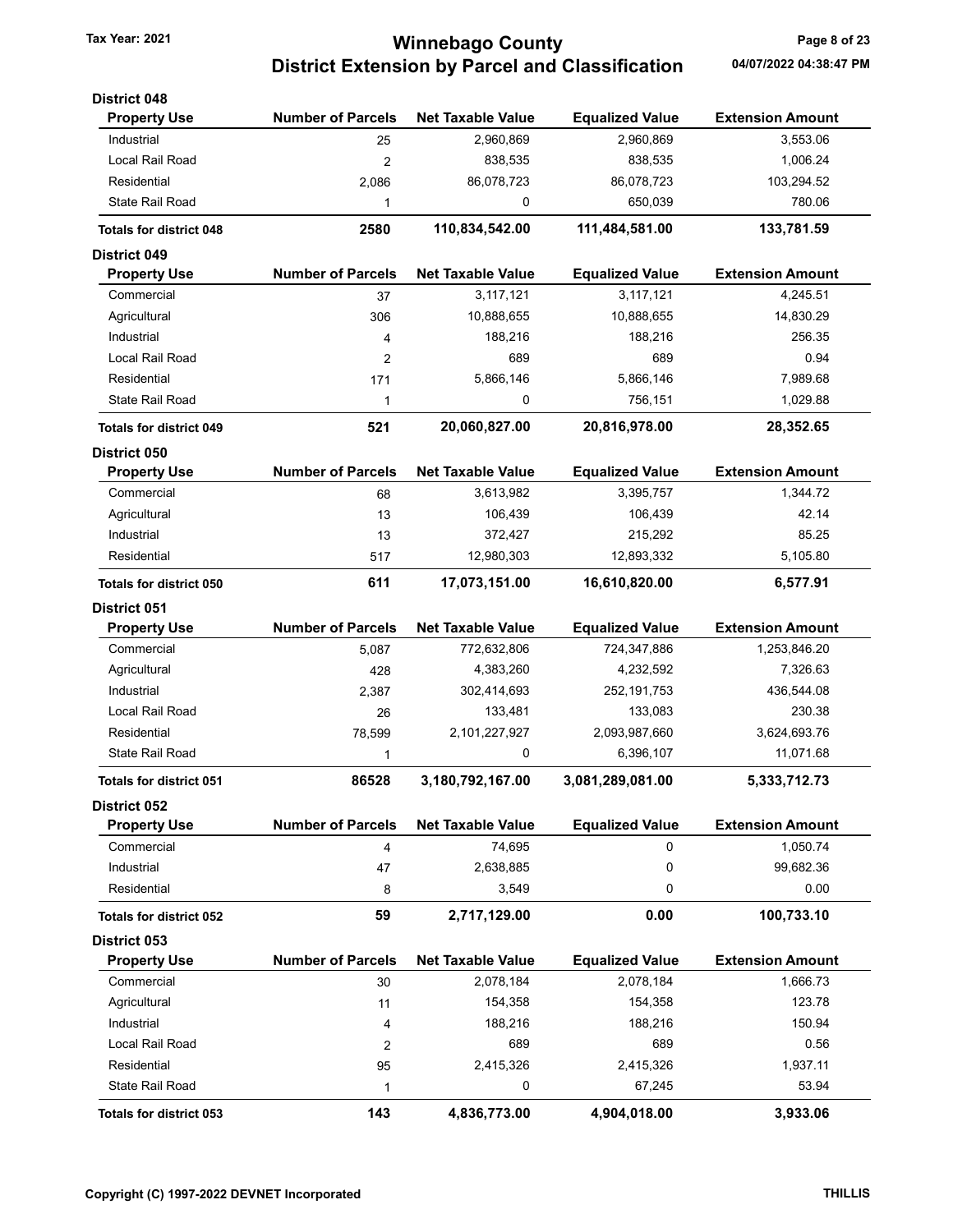# Winnebago County
## District Extension by Parcel and Classification

Tax Year: 2021

### District 048

| Property Use | Number of Parcels | Net Taxable Value | Equalized Value | Extension Amount |
|---|---|---|---|---|
| Industrial | 25 | 2,960,869 | 2,960,869 | 3,553.06 |
| Local Rail Road | 2 | 838,535 | 838,535 | 1,006.24 |
| Residential | 2,086 | 86,078,723 | 86,078,723 | 103,294.52 |
| State Rail Road | 1 | 0 | 650,039 | 780.06 |
| **Totals for district 048** | **2580** | **110,834,542.00** | **111,484,581.00** | **133,781.59** |

### District 049

| Property Use | Number of Parcels | Net Taxable Value | Equalized Value | Extension Amount |
|---|---|---|---|---|
| Commercial | 37 | 3,117,121 | 3,117,121 | 4,245.51 |
| Agricultural | 306 | 10,888,655 | 10,888,655 | 14,830.29 |
| Industrial | 4 | 188,216 | 188,216 | 256.35 |
| Local Rail Road | 2 | 689 | 689 | 0.94 |
| Residential | 171 | 5,866,146 | 5,866,146 | 7,989.68 |
| State Rail Road | 1 | 0 | 756,151 | 1,029.88 |
| **Totals for district 049** | **521** | **20,060,827.00** | **20,816,978.00** | **28,352.65** |

### District 050

| Property Use | Number of Parcels | Net Taxable Value | Equalized Value | Extension Amount |
|---|---|---|---|---|
| Commercial | 68 | 3,613,982 | 3,395,757 | 1,344.72 |
| Agricultural | 13 | 106,439 | 106,439 | 42.14 |
| Industrial | 13 | 372,427 | 215,292 | 85.25 |
| Residential | 517 | 12,980,303 | 12,893,332 | 5,105.80 |
| **Totals for district 050** | **611** | **17,073,151.00** | **16,610,820.00** | **6,577.91** |

### District 051

| Property Use | Number of Parcels | Net Taxable Value | Equalized Value | Extension Amount |
|---|---|---|---|---|
| Commercial | 5,087 | 772,632,806 | 724,347,886 | 1,253,846.20 |
| Agricultural | 428 | 4,383,260 | 4,232,592 | 7,326.63 |
| Industrial | 2,387 | 302,414,693 | 252,191,753 | 436,544.08 |
| Local Rail Road | 26 | 133,481 | 133,083 | 230.38 |
| Residential | 78,599 | 2,101,227,927 | 2,093,987,660 | 3,624,693.76 |
| State Rail Road | 1 | 0 | 6,396,107 | 11,071.68 |
| **Totals for district 051** | **86528** | **3,180,792,167.00** | **3,081,289,081.00** | **5,333,712.73** |

### District 052

| Property Use | Number of Parcels | Net Taxable Value | Equalized Value | Extension Amount |
|---|---|---|---|---|
| Commercial | 4 | 74,695 | 0 | 1,050.74 |
| Industrial | 47 | 2,638,885 | 0 | 99,682.36 |
| Residential | 8 | 3,549 | 0 | 0.00 |
| **Totals for district 052** | **59** | **2,717,129.00** | **0.00** | **100,733.10** |

### District 053

| Property Use | Number of Parcels | Net Taxable Value | Equalized Value | Extension Amount |
|---|---|---|---|---|
| Commercial | 30 | 2,078,184 | 2,078,184 | 1,666.73 |
| Agricultural | 11 | 154,358 | 154,358 | 123.78 |
| Industrial | 4 | 188,216 | 188,216 | 150.94 |
| Local Rail Road | 2 | 689 | 689 | 0.56 |
| Residential | 95 | 2,415,326 | 2,415,326 | 1,937.11 |
| State Rail Road | 1 | 0 | 67,245 | 53.94 |
| **Totals for district 053** | **143** | **4,836,773.00** | **4,904,018.00** | **3,933.06** |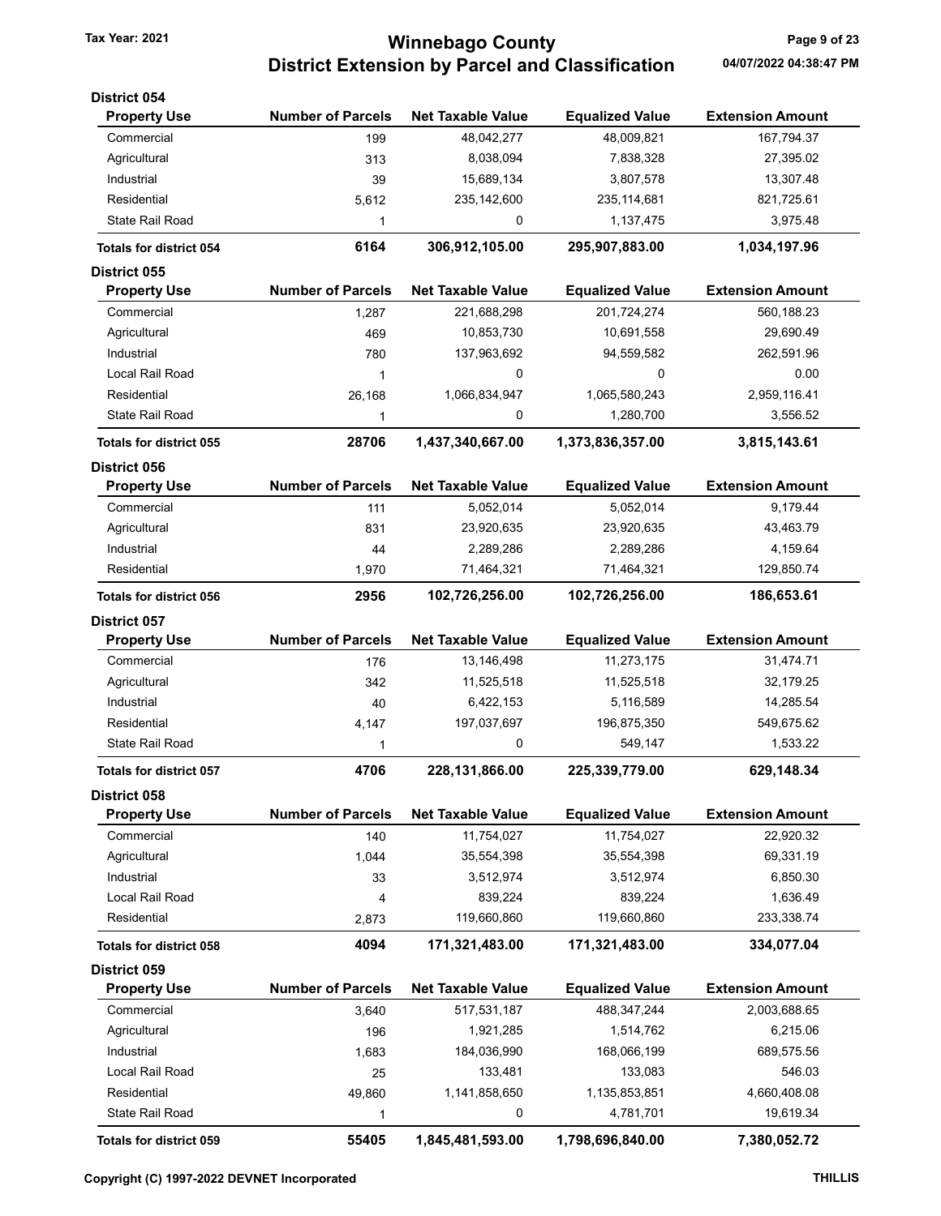# Winnebago County
## District Extension by Parcel and Classification

Tax Year: 2021

04/07/2022 04:38:47 PM

### District 054

| Property Use | Number of Parcels | Net Taxable Value | Equalized Value | Extension Amount |
|---|---|---|---|---|
| Commercial | 199 | 48,042,277 | 48,009,821 | 167,794.37 |
| Agricultural | 313 | 8,038,094 | 7,838,328 | 27,395.02 |
| Industrial | 39 | 15,689,134 | 3,807,578 | 13,307.48 |
| Residential | 5,612 | 235,142,600 | 235,114,681 | 821,725.61 |
| State Rail Road | 1 | 0 | 1,137,475 | 3,975.48 |
| **Totals for district 054** | **6164** | **306,912,105.00** | **295,907,883.00** | **1,034,197.96** |

### District 055

| Property Use | Number of Parcels | Net Taxable Value | Equalized Value | Extension Amount |
|---|---|---|---|---|
| Commercial | 1,287 | 221,688,298 | 201,724,274 | 560,188.23 |
| Agricultural | 469 | 10,853,730 | 10,691,558 | 29,690.49 |
| Industrial | 780 | 137,963,692 | 94,559,582 | 262,591.96 |
| Local Rail Road | 1 | 0 | 0 | 0.00 |
| Residential | 26,168 | 1,066,834,947 | 1,065,580,243 | 2,959,116.41 |
| State Rail Road | 1 | 0 | 1,280,700 | 3,556.52 |
| **Totals for district 055** | **28706** | **1,437,340,667.00** | **1,373,836,357.00** | **3,815,143.61** |

### District 056

| Property Use | Number of Parcels | Net Taxable Value | Equalized Value | Extension Amount |
|---|---|---|---|---|
| Commercial | 111 | 5,052,014 | 5,052,014 | 9,179.44 |
| Agricultural | 831 | 23,920,635 | 23,920,635 | 43,463.79 |
| Industrial | 44 | 2,289,286 | 2,289,286 | 4,159.64 |
| Residential | 1,970 | 71,464,321 | 71,464,321 | 129,850.74 |
| **Totals for district 056** | **2956** | **102,726,256.00** | **102,726,256.00** | **186,653.61** |

### District 057

| Property Use | Number of Parcels | Net Taxable Value | Equalized Value | Extension Amount |
|---|---|---|---|---|
| Commercial | 176 | 13,146,498 | 11,273,175 | 31,474.71 |
| Agricultural | 342 | 11,525,518 | 11,525,518 | 32,179.25 |
| Industrial | 40 | 6,422,153 | 5,116,589 | 14,285.54 |
| Residential | 4,147 | 197,037,697 | 196,875,350 | 549,675.62 |
| State Rail Road | 1 | 0 | 549,147 | 1,533.22 |
| **Totals for district 057** | **4706** | **228,131,866.00** | **225,339,779.00** | **629,148.34** |

### District 058

| Property Use | Number of Parcels | Net Taxable Value | Equalized Value | Extension Amount |
|---|---|---|---|---|
| Commercial | 140 | 11,754,027 | 11,754,027 | 22,920.32 |
| Agricultural | 1,044 | 35,554,398 | 35,554,398 | 69,331.19 |
| Industrial | 33 | 3,512,974 | 3,512,974 | 6,850.30 |
| Local Rail Road | 4 | 839,224 | 839,224 | 1,636.49 |
| Residential | 2,873 | 119,660,860 | 119,660,860 | 233,338.74 |
| **Totals for district 058** | **4094** | **171,321,483.00** | **171,321,483.00** | **334,077.04** |

### District 059

| Property Use | Number of Parcels | Net Taxable Value | Equalized Value | Extension Amount |
|---|---|---|---|---|
| Commercial | 3,640 | 517,531,187 | 488,347,244 | 2,003,688.65 |
| Agricultural | 196 | 1,921,285 | 1,514,762 | 6,215.06 |
| Industrial | 1,683 | 184,036,990 | 168,066,199 | 689,575.56 |
| Local Rail Road | 25 | 133,481 | 133,083 | 546.03 |
| Residential | 49,860 | 1,141,858,650 | 1,135,853,851 | 4,660,408.08 |
| State Rail Road | 1 | 0 | 4,781,701 | 19,619.34 |
| **Totals for district 059** | **55405** | **1,845,481,593.00** | **1,798,696,840.00** | **7,380,052.72** |

Copyright (C) 1997-2022 DEVNET Incorporated

THILLIS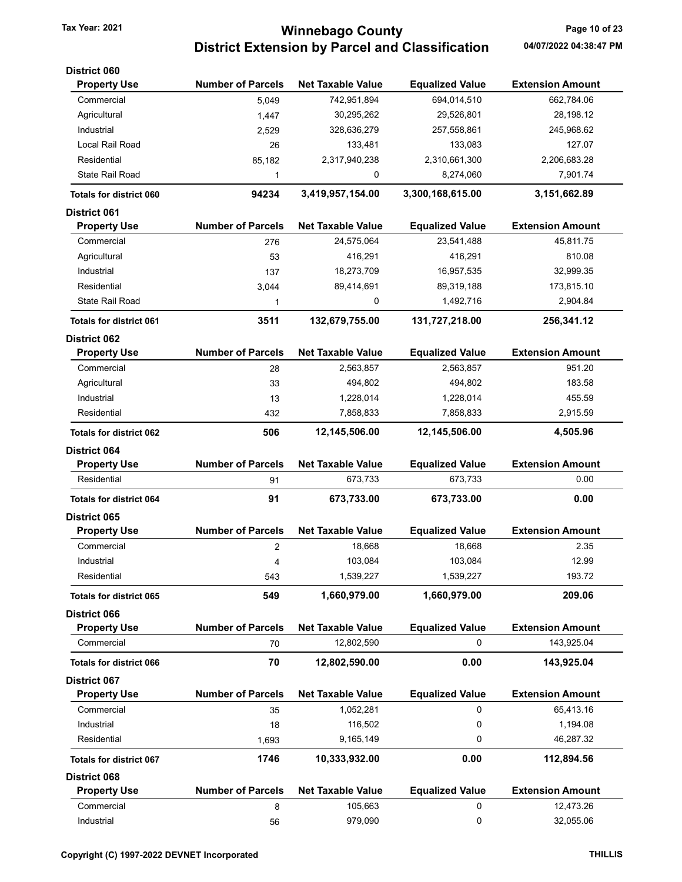# Winnebago County

## District Extension by Parcel and Classification

Tax Year: 2021

04/07/2022 04:38:47 PM

### District 060

| Property Use | Number of Parcels | Net Taxable Value | Equalized Value | Extension Amount |
|---|---|---|---|---|
| Commercial | 5,049 | 742,951,894 | 694,014,510 | 662,784.06 |
| Agricultural | 1,447 | 30,295,262 | 29,526,801 | 28,198.12 |
| Industrial | 2,529 | 328,636,279 | 257,558,861 | 245,968.62 |
| Local Rail Road | 26 | 133,481 | 133,083 | 127.07 |
| Residential | 85,182 | 2,317,940,238 | 2,310,661,300 | 2,206,683.28 |
| State Rail Road | 1 | 0 | 8,274,060 | 7,901.74 |
| **Totals for district 060** | **94234** | **3,419,957,154.00** | **3,300,168,615.00** | **3,151,662.89** |

### District 061

| Property Use | Number of Parcels | Net Taxable Value | Equalized Value | Extension Amount |
|---|---|---|---|---|
| Commercial | 276 | 24,575,064 | 23,541,488 | 45,811.75 |
| Agricultural | 53 | 416,291 | 416,291 | 810.08 |
| Industrial | 137 | 18,273,709 | 16,957,535 | 32,999.35 |
| Residential | 3,044 | 89,414,691 | 89,319,188 | 173,815.10 |
| State Rail Road | 1 | 0 | 1,492,716 | 2,904.84 |
| **Totals for district 061** | **3511** | **132,679,755.00** | **131,727,218.00** | **256,341.12** |

### District 062

| Property Use | Number of Parcels | Net Taxable Value | Equalized Value | Extension Amount |
|---|---|---|---|---|
| Commercial | 28 | 2,563,857 | 2,563,857 | 951.20 |
| Agricultural | 33 | 494,802 | 494,802 | 183.58 |
| Industrial | 13 | 1,228,014 | 1,228,014 | 455.59 |
| Residential | 432 | 7,858,833 | 7,858,833 | 2,915.59 |
| **Totals for district 062** | **506** | **12,145,506.00** | **12,145,506.00** | **4,505.96** |

### District 064

| Property Use | Number of Parcels | Net Taxable Value | Equalized Value | Extension Amount |
|---|---|---|---|---|
| Residential | 91 | 673,733 | 673,733 | 0.00 |
| **Totals for district 064** | **91** | **673,733.00** | **673,733.00** | **0.00** |

### District 065

| Property Use | Number of Parcels | Net Taxable Value | Equalized Value | Extension Amount |
|---|---|---|---|---|
| Commercial | 2 | 18,668 | 18,668 | 2.35 |
| Industrial | 4 | 103,084 | 103,084 | 12.99 |
| Residential | 543 | 1,539,227 | 1,539,227 | 193.72 |
| **Totals for district 065** | **549** | **1,660,979.00** | **1,660,979.00** | **209.06** |

### District 066

| Property Use | Number of Parcels | Net Taxable Value | Equalized Value | Extension Amount |
|---|---|---|---|---|
| Commercial | 70 | 12,802,590 | 0 | 143,925.04 |
| **Totals for district 066** | **70** | **12,802,590.00** | **0.00** | **143,925.04** |

### District 067

| Property Use | Number of Parcels | Net Taxable Value | Equalized Value | Extension Amount |
|---|---|---|---|---|
| Commercial | 35 | 1,052,281 | 0 | 65,413.16 |
| Industrial | 18 | 116,502 | 0 | 1,194.08 |
| Residential | 1,693 | 9,165,149 | 0 | 46,287.32 |
| **Totals for district 067** | **1746** | **10,333,932.00** | **0.00** | **112,894.56** |

### District 068

| Property Use | Number of Parcels | Net Taxable Value | Equalized Value | Extension Amount |
|---|---|---|---|---|
| Commercial | 8 | 105,663 | 0 | 12,473.26 |
| Industrial | 56 | 979,090 | 0 | 32,055.06 |

Copyright (C) 1997-2022 DEVNET Incorporated

THILLIS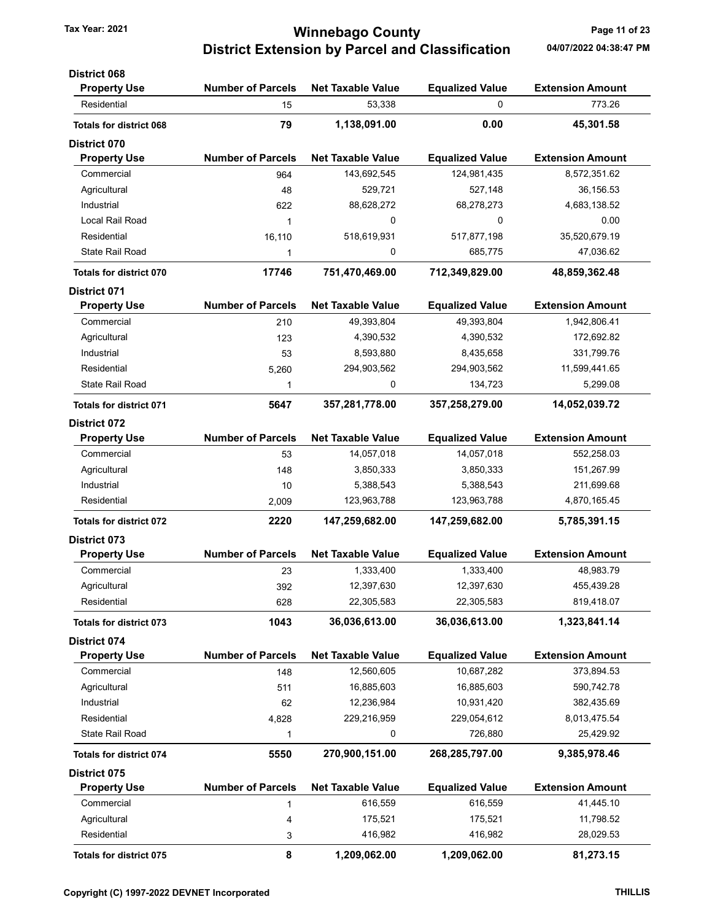# Winnebago County
## District Extension by Parcel and Classification

Tax Year: 2021

### District 068

| Property Use | Number of Parcels | Net Taxable Value | Equalized Value | Extension Amount |
|---|---|---|---|---|
| Residential | 15 | 53,338 | 0 | 773.26 |
| **Totals for district 068** | **79** | **1,138,091.00** | **0.00** | **45,301.58** |

### District 070

| Property Use | Number of Parcels | Net Taxable Value | Equalized Value | Extension Amount |
|---|---|---|---|---|
| Commercial | 964 | 143,692,545 | 124,981,435 | 8,572,351.62 |
| Agricultural | 48 | 529,721 | 527,148 | 36,156.53 |
| Industrial | 622 | 88,628,272 | 68,278,273 | 4,683,138.52 |
| Local Rail Road | 1 | 0 | 0 | 0.00 |
| Residential | 16,110 | 518,619,931 | 517,877,198 | 35,520,679.19 |
| State Rail Road | 1 | 0 | 685,775 | 47,036.62 |
| **Totals for district 070** | **17746** | **751,470,469.00** | **712,349,829.00** | **48,859,362.48** |

### District 071

| Property Use | Number of Parcels | Net Taxable Value | Equalized Value | Extension Amount |
|---|---|---|---|---|
| Commercial | 210 | 49,393,804 | 49,393,804 | 1,942,806.41 |
| Agricultural | 123 | 4,390,532 | 4,390,532 | 172,692.82 |
| Industrial | 53 | 8,593,880 | 8,435,658 | 331,799.76 |
| Residential | 5,260 | 294,903,562 | 294,903,562 | 11,599,441.65 |
| State Rail Road | 1 | 0 | 134,723 | 5,299.08 |
| **Totals for district 071** | **5647** | **357,281,778.00** | **357,258,279.00** | **14,052,039.72** |

### District 072

| Property Use | Number of Parcels | Net Taxable Value | Equalized Value | Extension Amount |
|---|---|---|---|---|
| Commercial | 53 | 14,057,018 | 14,057,018 | 552,258.03 |
| Agricultural | 148 | 3,850,333 | 3,850,333 | 151,267.99 |
| Industrial | 10 | 5,388,543 | 5,388,543 | 211,699.68 |
| Residential | 2,009 | 123,963,788 | 123,963,788 | 4,870,165.45 |
| **Totals for district 072** | **2220** | **147,259,682.00** | **147,259,682.00** | **5,785,391.15** |

### District 073

| Property Use | Number of Parcels | Net Taxable Value | Equalized Value | Extension Amount |
|---|---|---|---|---|
| Commercial | 23 | 1,333,400 | 1,333,400 | 48,983.79 |
| Agricultural | 392 | 12,397,630 | 12,397,630 | 455,439.28 |
| Residential | 628 | 22,305,583 | 22,305,583 | 819,418.07 |
| **Totals for district 073** | **1043** | **36,036,613.00** | **36,036,613.00** | **1,323,841.14** |

### District 074

| Property Use | Number of Parcels | Net Taxable Value | Equalized Value | Extension Amount |
|---|---|---|---|---|
| Commercial | 148 | 12,560,605 | 10,687,282 | 373,894.53 |
| Agricultural | 511 | 16,885,603 | 16,885,603 | 590,742.78 |
| Industrial | 62 | 12,236,984 | 10,931,420 | 382,435.69 |
| Residential | 4,828 | 229,216,959 | 229,054,612 | 8,013,475.54 |
| State Rail Road | 1 | 0 | 726,880 | 25,429.92 |
| **Totals for district 074** | **5550** | **270,900,151.00** | **268,285,797.00** | **9,385,978.46** |

### District 075

| Property Use | Number of Parcels | Net Taxable Value | Equalized Value | Extension Amount |
|---|---|---|---|---|
| Commercial | 1 | 616,559 | 616,559 | 41,445.10 |
| Agricultural | 4 | 175,521 | 175,521 | 11,798.52 |
| Residential | 3 | 416,982 | 416,982 | 28,029.53 |
| **Totals for district 075** | **8** | **1,209,062.00** | **1,209,062.00** | **81,273.15** |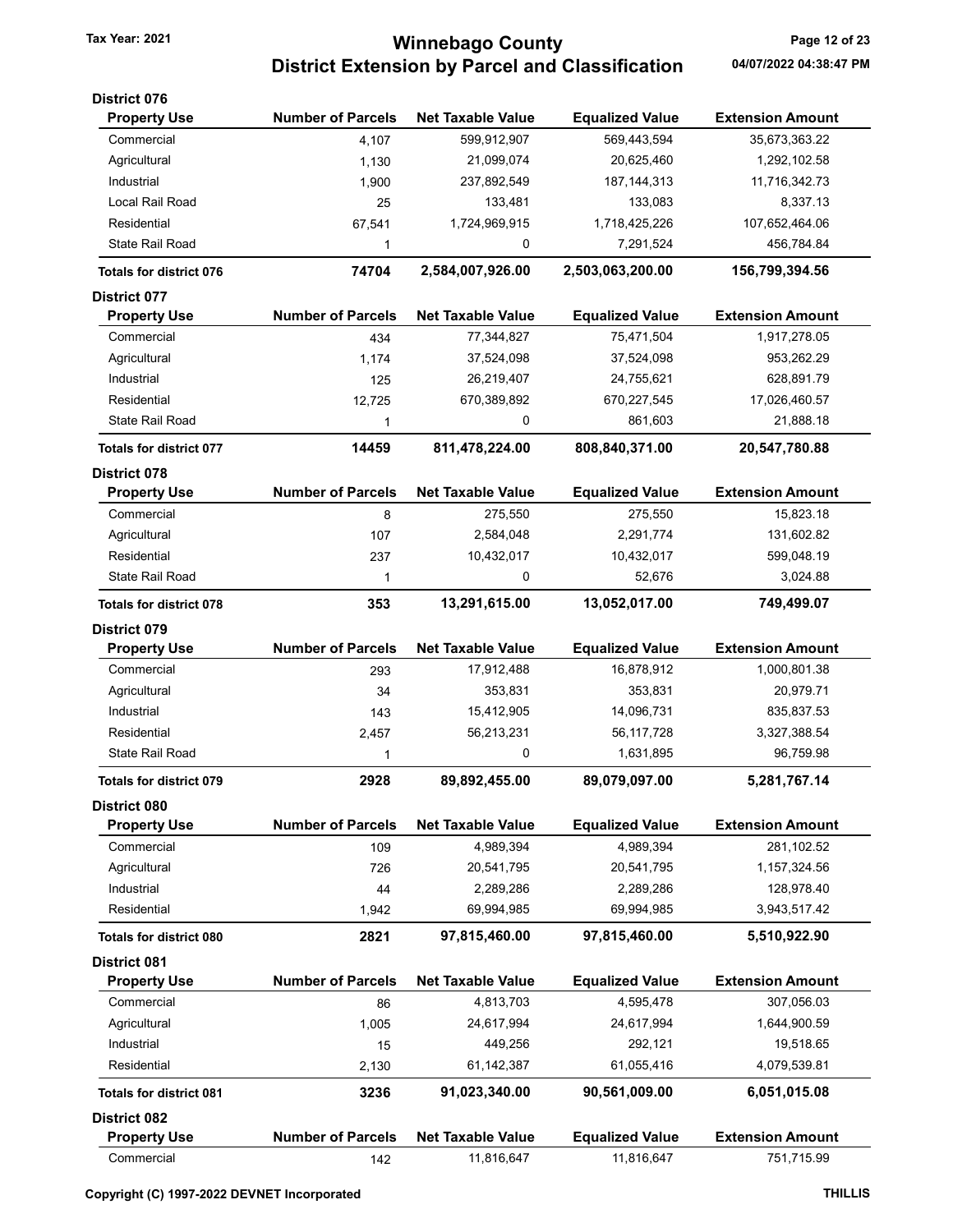# Winnebago County
## District Extension by Parcel and Classification

Tax Year: 2021

04/07/2022 04:38:47 PM

### District 076

| Property Use | Number of Parcels | Net Taxable Value | Equalized Value | Extension Amount |
|---|---|---|---|---|
| Commercial | 4,107 | 599,912,907 | 569,443,594 | 35,673,363.22 |
| Agricultural | 1,130 | 21,099,074 | 20,625,460 | 1,292,102.58 |
| Industrial | 1,900 | 237,892,549 | 187,144,313 | 11,716,342.73 |
| Local Rail Road | 25 | 133,481 | 133,083 | 8,337.13 |
| Residential | 67,541 | 1,724,969,915 | 1,718,425,226 | 107,652,464.06 |
| State Rail Road | 1 | 0 | 7,291,524 | 456,784.84 |
| **Totals for district 076** | **74704** | **2,584,007,926.00** | **2,503,063,200.00** | **156,799,394.56** |

### District 077

| Property Use | Number of Parcels | Net Taxable Value | Equalized Value | Extension Amount |
|---|---|---|---|---|
| Commercial | 434 | 77,344,827 | 75,471,504 | 1,917,278.05 |
| Agricultural | 1,174 | 37,524,098 | 37,524,098 | 953,262.29 |
| Industrial | 125 | 26,219,407 | 24,755,621 | 628,891.79 |
| Residential | 12,725 | 670,389,892 | 670,227,545 | 17,026,460.57 |
| State Rail Road | 1 | 0 | 861,603 | 21,888.18 |
| **Totals for district 077** | **14459** | **811,478,224.00** | **808,840,371.00** | **20,547,780.88** |

### District 078

| Property Use | Number of Parcels | Net Taxable Value | Equalized Value | Extension Amount |
|---|---|---|---|---|
| Commercial | 8 | 275,550 | 275,550 | 15,823.18 |
| Agricultural | 107 | 2,584,048 | 2,291,774 | 131,602.82 |
| Residential | 237 | 10,432,017 | 10,432,017 | 599,048.19 |
| State Rail Road | 1 | 0 | 52,676 | 3,024.88 |
| **Totals for district 078** | **353** | **13,291,615.00** | **13,052,017.00** | **749,499.07** |

### District 079

| Property Use | Number of Parcels | Net Taxable Value | Equalized Value | Extension Amount |
|---|---|---|---|---|
| Commercial | 293 | 17,912,488 | 16,878,912 | 1,000,801.38 |
| Agricultural | 34 | 353,831 | 353,831 | 20,979.71 |
| Industrial | 143 | 15,412,905 | 14,096,731 | 835,837.53 |
| Residential | 2,457 | 56,213,231 | 56,117,728 | 3,327,388.54 |
| State Rail Road | 1 | 0 | 1,631,895 | 96,759.98 |
| **Totals for district 079** | **2928** | **89,892,455.00** | **89,079,097.00** | **5,281,767.14** |

### District 080

| Property Use | Number of Parcels | Net Taxable Value | Equalized Value | Extension Amount |
|---|---|---|---|---|
| Commercial | 109 | 4,989,394 | 4,989,394 | 281,102.52 |
| Agricultural | 726 | 20,541,795 | 20,541,795 | 1,157,324.56 |
| Industrial | 44 | 2,289,286 | 2,289,286 | 128,978.40 |
| Residential | 1,942 | 69,994,985 | 69,994,985 | 3,943,517.42 |
| **Totals for district 080** | **2821** | **97,815,460.00** | **97,815,460.00** | **5,510,922.90** |

### District 081

| Property Use | Number of Parcels | Net Taxable Value | Equalized Value | Extension Amount |
|---|---|---|---|---|
| Commercial | 86 | 4,813,703 | 4,595,478 | 307,056.03 |
| Agricultural | 1,005 | 24,617,994 | 24,617,994 | 1,644,900.59 |
| Industrial | 15 | 449,256 | 292,121 | 19,518.65 |
| Residential | 2,130 | 61,142,387 | 61,055,416 | 4,079,539.81 |
| **Totals for district 081** | **3236** | **91,023,340.00** | **90,561,009.00** | **6,051,015.08** |

### District 082

| Property Use | Number of Parcels | Net Taxable Value | Equalized Value | Extension Amount |
|---|---|---|---|---|
| Commercial | 142 | 11,816,647 | 11,816,647 | 751,715.99 |

Copyright (C) 1997-2022 DEVNET Incorporated

THILLIS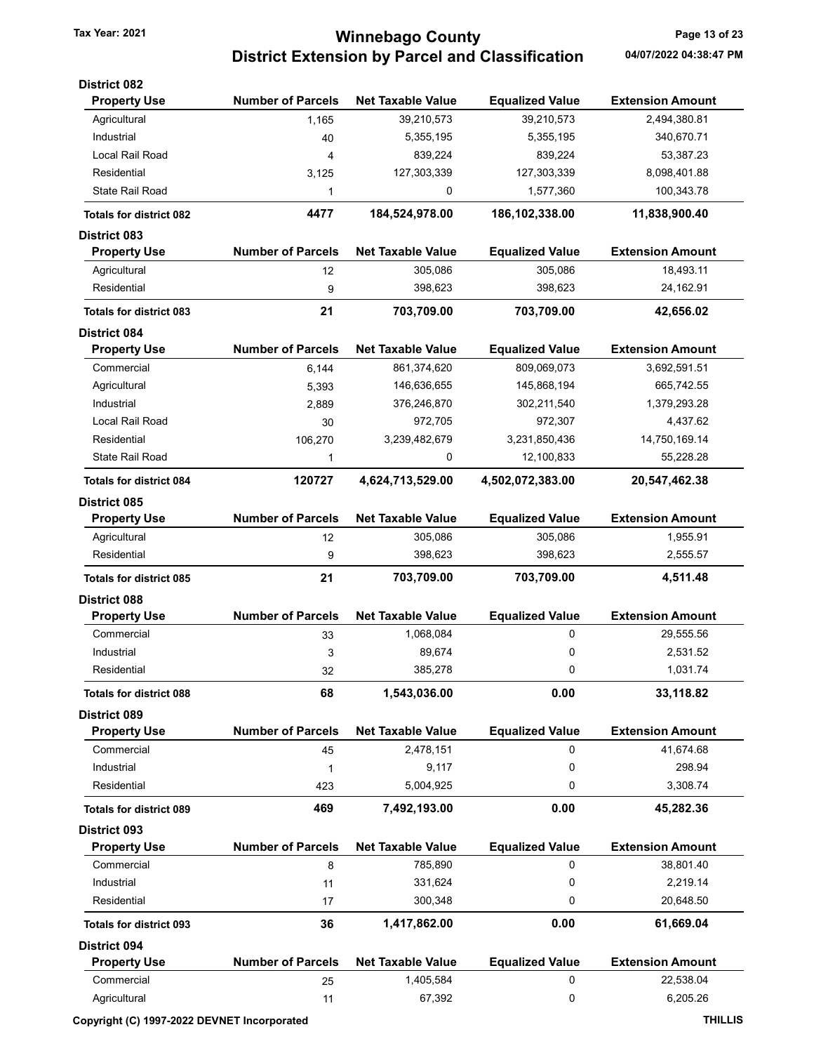# Winnebago County
## District Extension by Parcel and Classification

Tax Year: 2021

04/07/2022 04:38:47 PM

### District 082

| Property Use | Number of Parcels | Net Taxable Value | Equalized Value | Extension Amount |
|---|---|---|---|---|
| Agricultural | 1,165 | 39,210,573 | 39,210,573 | 2,494,380.81 |
| Industrial | 40 | 5,355,195 | 5,355,195 | 340,670.71 |
| Local Rail Road | 4 | 839,224 | 839,224 | 53,387.23 |
| Residential | 3,125 | 127,303,339 | 127,303,339 | 8,098,401.88 |
| State Rail Road | 1 | 0 | 1,577,360 | 100,343.78 |
| **Totals for district 082** | **4477** | **184,524,978.00** | **186,102,338.00** | **11,838,900.40** |

### District 083

| Property Use | Number of Parcels | Net Taxable Value | Equalized Value | Extension Amount |
|---|---|---|---|---|
| Agricultural | 12 | 305,086 | 305,086 | 18,493.11 |
| Residential | 9 | 398,623 | 398,623 | 24,162.91 |
| **Totals for district 083** | **21** | **703,709.00** | **703,709.00** | **42,656.02** |

### District 084

| Property Use | Number of Parcels | Net Taxable Value | Equalized Value | Extension Amount |
|---|---|---|---|---|
| Commercial | 6,144 | 861,374,620 | 809,069,073 | 3,692,591.51 |
| Agricultural | 5,393 | 146,636,655 | 145,868,194 | 665,742.55 |
| Industrial | 2,889 | 376,246,870 | 302,211,540 | 1,379,293.28 |
| Local Rail Road | 30 | 972,705 | 972,307 | 4,437.62 |
| Residential | 106,270 | 3,239,482,679 | 3,231,850,436 | 14,750,169.14 |
| State Rail Road | 1 | 0 | 12,100,833 | 55,228.28 |
| **Totals for district 084** | **120727** | **4,624,713,529.00** | **4,502,072,383.00** | **20,547,462.38** |

### District 085

| Property Use | Number of Parcels | Net Taxable Value | Equalized Value | Extension Amount |
|---|---|---|---|---|
| Agricultural | 12 | 305,086 | 305,086 | 1,955.91 |
| Residential | 9 | 398,623 | 398,623 | 2,555.57 |
| **Totals for district 085** | **21** | **703,709.00** | **703,709.00** | **4,511.48** |

### District 088

| Property Use | Number of Parcels | Net Taxable Value | Equalized Value | Extension Amount |
|---|---|---|---|---|
| Commercial | 33 | 1,068,084 | 0 | 29,555.56 |
| Industrial | 3 | 89,674 | 0 | 2,531.52 |
| Residential | 32 | 385,278 | 0 | 1,031.74 |
| **Totals for district 088** | **68** | **1,543,036.00** | **0.00** | **33,118.82** |

### District 089

| Property Use | Number of Parcels | Net Taxable Value | Equalized Value | Extension Amount |
|---|---|---|---|---|
| Commercial | 45 | 2,478,151 | 0 | 41,674.68 |
| Industrial | 1 | 9,117 | 0 | 298.94 |
| Residential | 423 | 5,004,925 | 0 | 3,308.74 |
| **Totals for district 089** | **469** | **7,492,193.00** | **0.00** | **45,282.36** |

### District 093

| Property Use | Number of Parcels | Net Taxable Value | Equalized Value | Extension Amount |
|---|---|---|---|---|
| Commercial | 8 | 785,890 | 0 | 38,801.40 |
| Industrial | 11 | 331,624 | 0 | 2,219.14 |
| Residential | 17 | 300,348 | 0 | 20,648.50 |
| **Totals for district 093** | **36** | **1,417,862.00** | **0.00** | **61,669.04** |

### District 094

| Property Use | Number of Parcels | Net Taxable Value | Equalized Value | Extension Amount |
|---|---|---|---|---|
| Commercial | 25 | 1,405,584 | 0 | 22,538.04 |
| Agricultural | 11 | 67,392 | 0 | 6,205.26 |

Copyright (C) 1997-2022 DEVNET Incorporated — THILLIS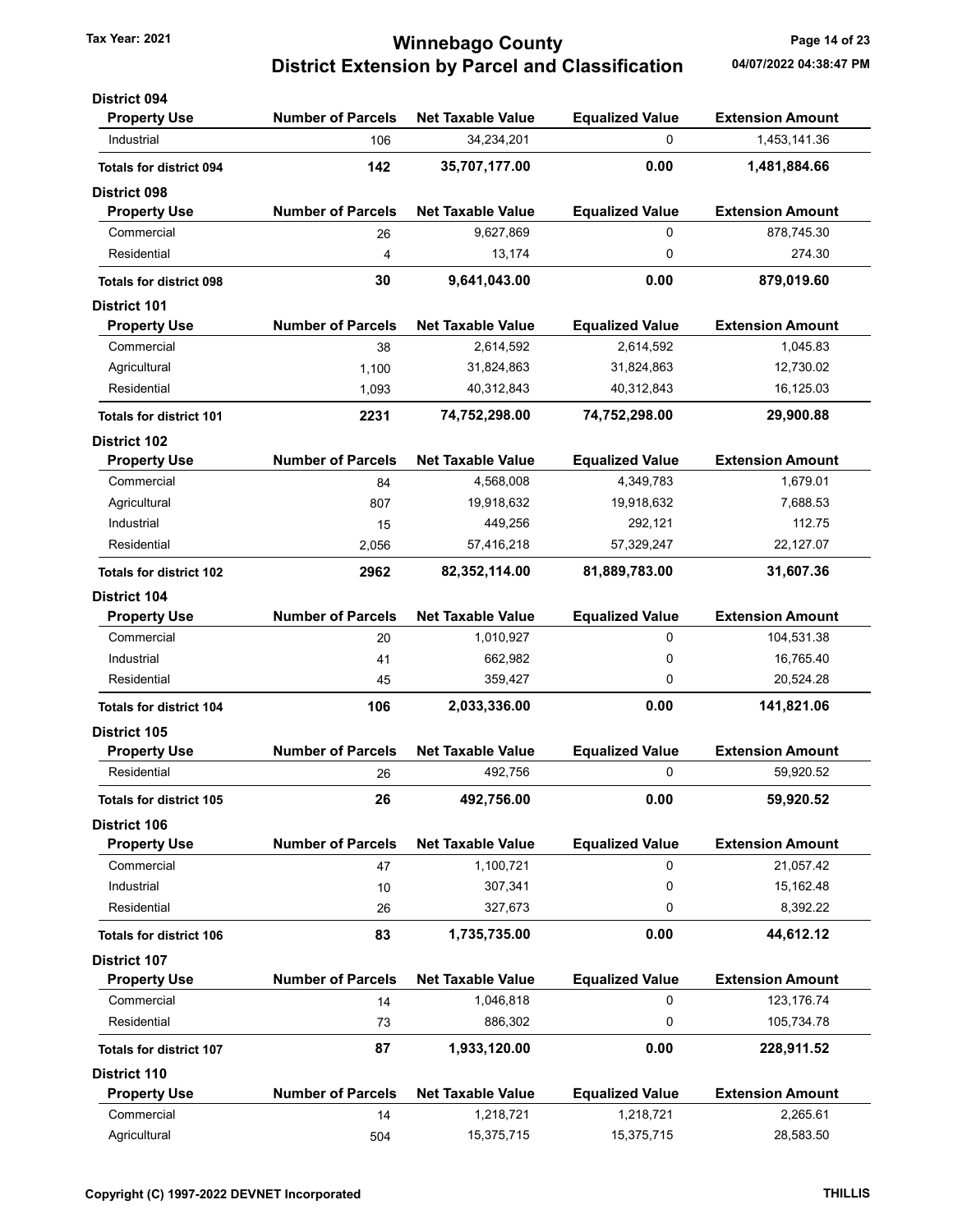# Winnebago County
## District Extension by Parcel and Classification

Tax Year: 2021

04/07/2022 04:38:47 PM

### District 094

| Property Use | Number of Parcels | Net Taxable Value | Equalized Value | Extension Amount |
|---|---|---|---|---|
| Industrial | 106 | 34,234,201 | 0 | 1,453,141.36 |
| **Totals for district 094** | **142** | **35,707,177.00** | **0.00** | **1,481,884.66** |

### District 098

| Property Use | Number of Parcels | Net Taxable Value | Equalized Value | Extension Amount |
|---|---|---|---|---|
| Commercial | 26 | 9,627,869 | 0 | 878,745.30 |
| Residential | 4 | 13,174 | 0 | 274.30 |
| **Totals for district 098** | **30** | **9,641,043.00** | **0.00** | **879,019.60** |

### District 101

| Property Use | Number of Parcels | Net Taxable Value | Equalized Value | Extension Amount |
|---|---|---|---|---|
| Commercial | 38 | 2,614,592 | 2,614,592 | 1,045.83 |
| Agricultural | 1,100 | 31,824,863 | 31,824,863 | 12,730.02 |
| Residential | 1,093 | 40,312,843 | 40,312,843 | 16,125.03 |
| **Totals for district 101** | **2231** | **74,752,298.00** | **74,752,298.00** | **29,900.88** |

### District 102

| Property Use | Number of Parcels | Net Taxable Value | Equalized Value | Extension Amount |
|---|---|---|---|---|
| Commercial | 84 | 4,568,008 | 4,349,783 | 1,679.01 |
| Agricultural | 807 | 19,918,632 | 19,918,632 | 7,688.53 |
| Industrial | 15 | 449,256 | 292,121 | 112.75 |
| Residential | 2,056 | 57,416,218 | 57,329,247 | 22,127.07 |
| **Totals for district 102** | **2962** | **82,352,114.00** | **81,889,783.00** | **31,607.36** |

### District 104

| Property Use | Number of Parcels | Net Taxable Value | Equalized Value | Extension Amount |
|---|---|---|---|---|
| Commercial | 20 | 1,010,927 | 0 | 104,531.38 |
| Industrial | 41 | 662,982 | 0 | 16,765.40 |
| Residential | 45 | 359,427 | 0 | 20,524.28 |
| **Totals for district 104** | **106** | **2,033,336.00** | **0.00** | **141,821.06** |

### District 105

| Property Use | Number of Parcels | Net Taxable Value | Equalized Value | Extension Amount |
|---|---|---|---|---|
| Residential | 26 | 492,756 | 0 | 59,920.52 |
| **Totals for district 105** | **26** | **492,756.00** | **0.00** | **59,920.52** |

### District 106

| Property Use | Number of Parcels | Net Taxable Value | Equalized Value | Extension Amount |
|---|---|---|---|---|
| Commercial | 47 | 1,100,721 | 0 | 21,057.42 |
| Industrial | 10 | 307,341 | 0 | 15,162.48 |
| Residential | 26 | 327,673 | 0 | 8,392.22 |
| **Totals for district 106** | **83** | **1,735,735.00** | **0.00** | **44,612.12** |

### District 107

| Property Use | Number of Parcels | Net Taxable Value | Equalized Value | Extension Amount |
|---|---|---|---|---|
| Commercial | 14 | 1,046,818 | 0 | 123,176.74 |
| Residential | 73 | 886,302 | 0 | 105,734.78 |
| **Totals for district 107** | **87** | **1,933,120.00** | **0.00** | **228,911.52** |

### District 110

| Property Use | Number of Parcels | Net Taxable Value | Equalized Value | Extension Amount |
|---|---|---|---|---|
| Commercial | 14 | 1,218,721 | 1,218,721 | 2,265.61 |
| Agricultural | 504 | 15,375,715 | 15,375,715 | 28,583.50 |

Copyright (C) 1997-2022 DEVNET Incorporated

THILLIS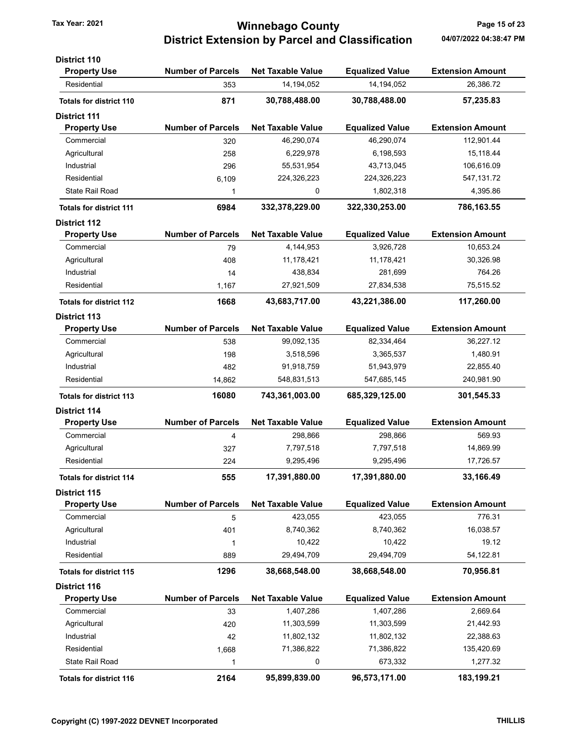# Winnebago County
## District Extension by Parcel and Classification

Tax Year: 2021

04/07/2022 04:38:47 PM

### District 110

| Property Use | Number of Parcels | Net Taxable Value | Equalized Value | Extension Amount |
|---|---|---|---|---|
| Residential | 353 | 14,194,052 | 14,194,052 | 26,386.72 |
| **Totals for district 110** | **871** | **30,788,488.00** | **30,788,488.00** | **57,235.83** |

### District 111

| Property Use | Number of Parcels | Net Taxable Value | Equalized Value | Extension Amount |
|---|---|---|---|---|
| Commercial | 320 | 46,290,074 | 46,290,074 | 112,901.44 |
| Agricultural | 258 | 6,229,978 | 6,198,593 | 15,118.44 |
| Industrial | 296 | 55,531,954 | 43,713,045 | 106,616.09 |
| Residential | 6,109 | 224,326,223 | 224,326,223 | 547,131.72 |
| State Rail Road | 1 | 0 | 1,802,318 | 4,395.86 |
| **Totals for district 111** | **6984** | **332,378,229.00** | **322,330,253.00** | **786,163.55** |

### District 112

| Property Use | Number of Parcels | Net Taxable Value | Equalized Value | Extension Amount |
|---|---|---|---|---|
| Commercial | 79 | 4,144,953 | 3,926,728 | 10,653.24 |
| Agricultural | 408 | 11,178,421 | 11,178,421 | 30,326.98 |
| Industrial | 14 | 438,834 | 281,699 | 764.26 |
| Residential | 1,167 | 27,921,509 | 27,834,538 | 75,515.52 |
| **Totals for district 112** | **1668** | **43,683,717.00** | **43,221,386.00** | **117,260.00** |

### District 113

| Property Use | Number of Parcels | Net Taxable Value | Equalized Value | Extension Amount |
|---|---|---|---|---|
| Commercial | 538 | 99,092,135 | 82,334,464 | 36,227.12 |
| Agricultural | 198 | 3,518,596 | 3,365,537 | 1,480.91 |
| Industrial | 482 | 91,918,759 | 51,943,979 | 22,855.40 |
| Residential | 14,862 | 548,831,513 | 547,685,145 | 240,981.90 |
| **Totals for district 113** | **16080** | **743,361,003.00** | **685,329,125.00** | **301,545.33** |

### District 114

| Property Use | Number of Parcels | Net Taxable Value | Equalized Value | Extension Amount |
|---|---|---|---|---|
| Commercial | 4 | 298,866 | 298,866 | 569.93 |
| Agricultural | 327 | 7,797,518 | 7,797,518 | 14,869.99 |
| Residential | 224 | 9,295,496 | 9,295,496 | 17,726.57 |
| **Totals for district 114** | **555** | **17,391,880.00** | **17,391,880.00** | **33,166.49** |

### District 115

| Property Use | Number of Parcels | Net Taxable Value | Equalized Value | Extension Amount |
|---|---|---|---|---|
| Commercial | 5 | 423,055 | 423,055 | 776.31 |
| Agricultural | 401 | 8,740,362 | 8,740,362 | 16,038.57 |
| Industrial | 1 | 10,422 | 10,422 | 19.12 |
| Residential | 889 | 29,494,709 | 29,494,709 | 54,122.81 |
| **Totals for district 115** | **1296** | **38,668,548.00** | **38,668,548.00** | **70,956.81** |

### District 116

| Property Use | Number of Parcels | Net Taxable Value | Equalized Value | Extension Amount |
|---|---|---|---|---|
| Commercial | 33 | 1,407,286 | 1,407,286 | 2,669.64 |
| Agricultural | 420 | 11,303,599 | 11,303,599 | 21,442.93 |
| Industrial | 42 | 11,802,132 | 11,802,132 | 22,388.63 |
| Residential | 1,668 | 71,386,822 | 71,386,822 | 135,420.69 |
| State Rail Road | 1 | 0 | 673,332 | 1,277.32 |
| **Totals for district 116** | **2164** | **95,899,839.00** | **96,573,171.00** | **183,199.21** |

Copyright (C) 1997-2022 DEVNET Incorporated

THILLIS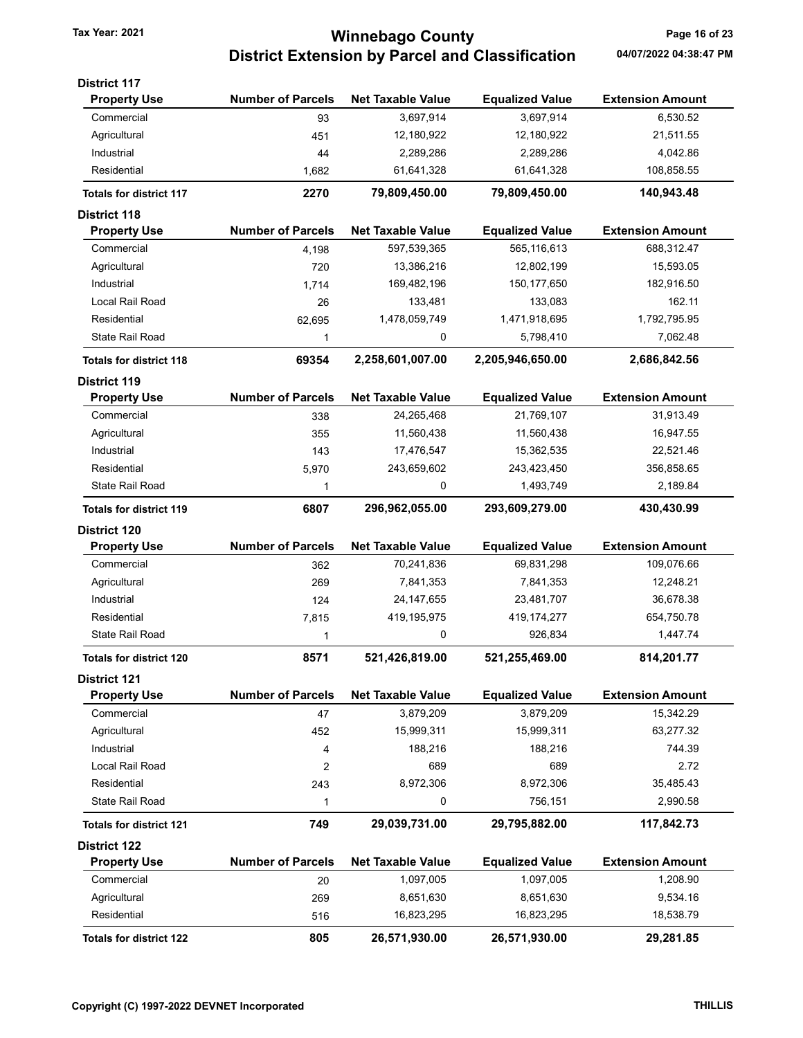# Winnebago County
## District Extension by Parcel and Classification

Tax Year: 2021

04/07/2022 04:38:47 PM

### District 117

| Property Use | Number of Parcels | Net Taxable Value | Equalized Value | Extension Amount |
|---|---|---|---|---|
| Commercial | 93 | 3,697,914 | 3,697,914 | 6,530.52 |
| Agricultural | 451 | 12,180,922 | 12,180,922 | 21,511.55 |
| Industrial | 44 | 2,289,286 | 2,289,286 | 4,042.86 |
| Residential | 1,682 | 61,641,328 | 61,641,328 | 108,858.55 |
| **Totals for district 117** | **2270** | **79,809,450.00** | **79,809,450.00** | **140,943.48** |

### District 118

| Property Use | Number of Parcels | Net Taxable Value | Equalized Value | Extension Amount |
|---|---|---|---|---|
| Commercial | 4,198 | 597,539,365 | 565,116,613 | 688,312.47 |
| Agricultural | 720 | 13,386,216 | 12,802,199 | 15,593.05 |
| Industrial | 1,714 | 169,482,196 | 150,177,650 | 182,916.50 |
| Local Rail Road | 26 | 133,481 | 133,083 | 162.11 |
| Residential | 62,695 | 1,478,059,749 | 1,471,918,695 | 1,792,795.95 |
| State Rail Road | 1 | 0 | 5,798,410 | 7,062.48 |
| **Totals for district 118** | **69354** | **2,258,601,007.00** | **2,205,946,650.00** | **2,686,842.56** |

### District 119

| Property Use | Number of Parcels | Net Taxable Value | Equalized Value | Extension Amount |
|---|---|---|---|---|
| Commercial | 338 | 24,265,468 | 21,769,107 | 31,913.49 |
| Agricultural | 355 | 11,560,438 | 11,560,438 | 16,947.55 |
| Industrial | 143 | 17,476,547 | 15,362,535 | 22,521.46 |
| Residential | 5,970 | 243,659,602 | 243,423,450 | 356,858.65 |
| State Rail Road | 1 | 0 | 1,493,749 | 2,189.84 |
| **Totals for district 119** | **6807** | **296,962,055.00** | **293,609,279.00** | **430,430.99** |

### District 120

| Property Use | Number of Parcels | Net Taxable Value | Equalized Value | Extension Amount |
|---|---|---|---|---|
| Commercial | 362 | 70,241,836 | 69,831,298 | 109,076.66 |
| Agricultural | 269 | 7,841,353 | 7,841,353 | 12,248.21 |
| Industrial | 124 | 24,147,655 | 23,481,707 | 36,678.38 |
| Residential | 7,815 | 419,195,975 | 419,174,277 | 654,750.78 |
| State Rail Road | 1 | 0 | 926,834 | 1,447.74 |
| **Totals for district 120** | **8571** | **521,426,819.00** | **521,255,469.00** | **814,201.77** |

### District 121

| Property Use | Number of Parcels | Net Taxable Value | Equalized Value | Extension Amount |
|---|---|---|---|---|
| Commercial | 47 | 3,879,209 | 3,879,209 | 15,342.29 |
| Agricultural | 452 | 15,999,311 | 15,999,311 | 63,277.32 |
| Industrial | 4 | 188,216 | 188,216 | 744.39 |
| Local Rail Road | 2 | 689 | 689 | 2.72 |
| Residential | 243 | 8,972,306 | 8,972,306 | 35,485.43 |
| State Rail Road | 1 | 0 | 756,151 | 2,990.58 |
| **Totals for district 121** | **749** | **29,039,731.00** | **29,795,882.00** | **117,842.73** |

### District 122

| Property Use | Number of Parcels | Net Taxable Value | Equalized Value | Extension Amount |
|---|---|---|---|---|
| Commercial | 20 | 1,097,005 | 1,097,005 | 1,208.90 |
| Agricultural | 269 | 8,651,630 | 8,651,630 | 9,534.16 |
| Residential | 516 | 16,823,295 | 16,823,295 | 18,538.79 |
| **Totals for district 122** | **805** | **26,571,930.00** | **26,571,930.00** | **29,281.85** |

Copyright (C) 1997-2022 DEVNET Incorporated

THILLIS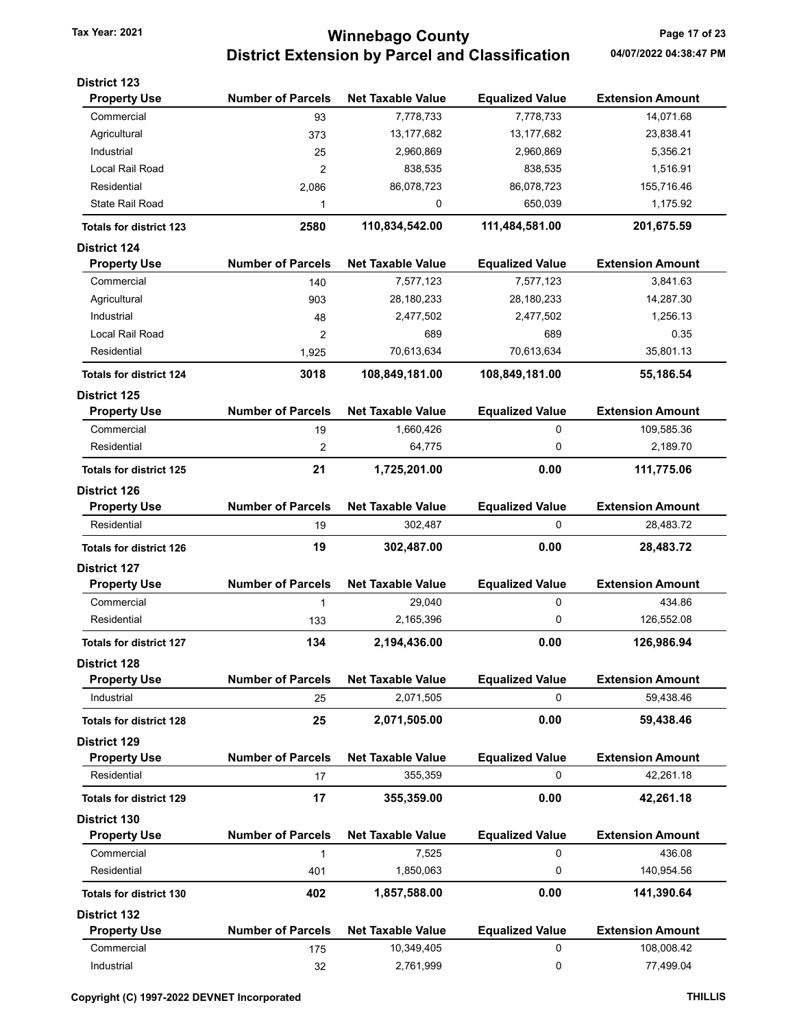# Winnebago County
## District Extension by Parcel and Classification

Tax Year: 2021

### District 123

| Property Use | Number of Parcels | Net Taxable Value | Equalized Value | Extension Amount |
|---|---|---|---|---|
| Commercial | 93 | 7,778,733 | 7,778,733 | 14,071.68 |
| Agricultural | 373 | 13,177,682 | 13,177,682 | 23,838.41 |
| Industrial | 25 | 2,960,869 | 2,960,869 | 5,356.21 |
| Local Rail Road | 2 | 838,535 | 838,535 | 1,516.91 |
| Residential | 2,086 | 86,078,723 | 86,078,723 | 155,716.46 |
| State Rail Road | 1 | 0 | 650,039 | 1,175.92 |
| **Totals for district 123** | **2580** | **110,834,542.00** | **111,484,581.00** | **201,675.59** |

### District 124

| Property Use | Number of Parcels | Net Taxable Value | Equalized Value | Extension Amount |
|---|---|---|---|---|
| Commercial | 140 | 7,577,123 | 7,577,123 | 3,841.63 |
| Agricultural | 903 | 28,180,233 | 28,180,233 | 14,287.30 |
| Industrial | 48 | 2,477,502 | 2,477,502 | 1,256.13 |
| Local Rail Road | 2 | 689 | 689 | 0.35 |
| Residential | 1,925 | 70,613,634 | 70,613,634 | 35,801.13 |
| **Totals for district 124** | **3018** | **108,849,181.00** | **108,849,181.00** | **55,186.54** |

### District 125

| Property Use | Number of Parcels | Net Taxable Value | Equalized Value | Extension Amount |
|---|---|---|---|---|
| Commercial | 19 | 1,660,426 | 0 | 109,585.36 |
| Residential | 2 | 64,775 | 0 | 2,189.70 |
| **Totals for district 125** | **21** | **1,725,201.00** | **0.00** | **111,775.06** |

### District 126

| Property Use | Number of Parcels | Net Taxable Value | Equalized Value | Extension Amount |
|---|---|---|---|---|
| Residential | 19 | 302,487 | 0 | 28,483.72 |
| **Totals for district 126** | **19** | **302,487.00** | **0.00** | **28,483.72** |

### District 127

| Property Use | Number of Parcels | Net Taxable Value | Equalized Value | Extension Amount |
|---|---|---|---|---|
| Commercial | 1 | 29,040 | 0 | 434.86 |
| Residential | 133 | 2,165,396 | 0 | 126,552.08 |
| **Totals for district 127** | **134** | **2,194,436.00** | **0.00** | **126,986.94** |

### District 128

| Property Use | Number of Parcels | Net Taxable Value | Equalized Value | Extension Amount |
|---|---|---|---|---|
| Industrial | 25 | 2,071,505 | 0 | 59,438.46 |
| **Totals for district 128** | **25** | **2,071,505.00** | **0.00** | **59,438.46** |

### District 129

| Property Use | Number of Parcels | Net Taxable Value | Equalized Value | Extension Amount |
|---|---|---|---|---|
| Residential | 17 | 355,359 | 0 | 42,261.18 |
| **Totals for district 129** | **17** | **355,359.00** | **0.00** | **42,261.18** |

### District 130

| Property Use | Number of Parcels | Net Taxable Value | Equalized Value | Extension Amount |
|---|---|---|---|---|
| Commercial | 1 | 7,525 | 0 | 436.08 |
| Residential | 401 | 1,850,063 | 0 | 140,954.56 |
| **Totals for district 130** | **402** | **1,857,588.00** | **0.00** | **141,390.64** |

### District 132

| Property Use | Number of Parcels | Net Taxable Value | Equalized Value | Extension Amount |
|---|---|---|---|---|
| Commercial | 175 | 10,349,405 | 0 | 108,008.42 |
| Industrial | 32 | 2,761,999 | 0 | 77,499.04 |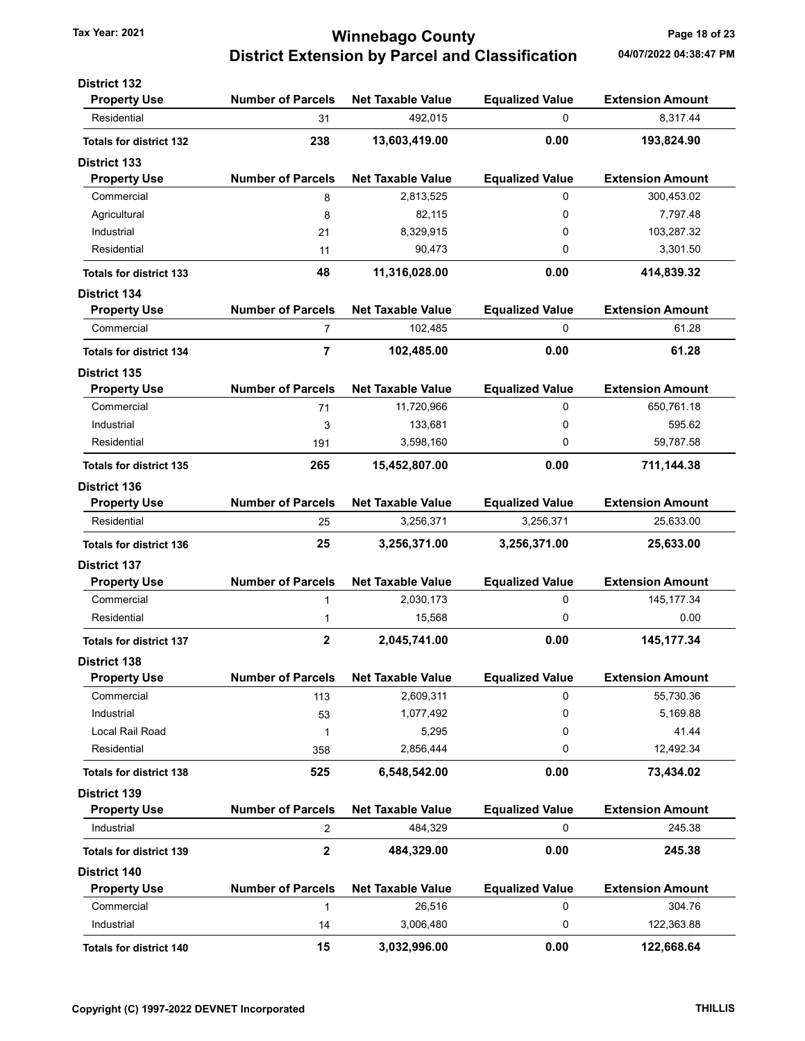**District 132**

| Property Use | Number of Parcels | Net Taxable Value | Equalized Value | Extension Amount |
|---|---|---|---|---|
| Residential | 31 | 492,015 | 0 | 8,317.44 |
| **Totals for district 132** | **238** | **13,603,419.00** | **0.00** | **193,824.90** |

**District 133**

| Property Use | Number of Parcels | Net Taxable Value | Equalized Value | Extension Amount |
|---|---|---|---|---|
| Commercial | 8 | 2,813,525 | 0 | 300,453.02 |
| Agricultural | 8 | 82,115 | 0 | 7,797.48 |
| Industrial | 21 | 8,329,915 | 0 | 103,287.32 |
| Residential | 11 | 90,473 | 0 | 3,301.50 |
| **Totals for district 133** | **48** | **11,316,028.00** | **0.00** | **414,839.32** |

**District 134**

| Property Use | Number of Parcels | Net Taxable Value | Equalized Value | Extension Amount |
|---|---|---|---|---|
| Commercial | 7 | 102,485 | 0 | 61.28 |
| **Totals for district 134** | **7** | **102,485.00** | **0.00** | **61.28** |

**District 135**

| Property Use | Number of Parcels | Net Taxable Value | Equalized Value | Extension Amount |
|---|---|---|---|---|
| Commercial | 71 | 11,720,966 | 0 | 650,761.18 |
| Industrial | 3 | 133,681 | 0 | 595.62 |
| Residential | 191 | 3,598,160 | 0 | 59,787.58 |
| **Totals for district 135** | **265** | **15,452,807.00** | **0.00** | **711,144.38** |

**District 136**

| Property Use | Number of Parcels | Net Taxable Value | Equalized Value | Extension Amount |
|---|---|---|---|---|
| Residential | 25 | 3,256,371 | 3,256,371 | 25,633.00 |
| **Totals for district 136** | **25** | **3,256,371.00** | **3,256,371.00** | **25,633.00** |

**District 137**

| Property Use | Number of Parcels | Net Taxable Value | Equalized Value | Extension Amount |
|---|---|---|---|---|
| Commercial | 1 | 2,030,173 | 0 | 145,177.34 |
| Residential | 1 | 15,568 | 0 | 0.00 |
| **Totals for district 137** | **2** | **2,045,741.00** | **0.00** | **145,177.34** |

**District 138**

| Property Use | Number of Parcels | Net Taxable Value | Equalized Value | Extension Amount |
|---|---|---|---|---|
| Commercial | 113 | 2,609,311 | 0 | 55,730.36 |
| Industrial | 53 | 1,077,492 | 0 | 5,169.88 |
| Local Rail Road | 1 | 5,295 | 0 | 41.44 |
| Residential | 358 | 2,856,444 | 0 | 12,492.34 |
| **Totals for district 138** | **525** | **6,548,542.00** | **0.00** | **73,434.02** |

**District 139**

| Property Use | Number of Parcels | Net Taxable Value | Equalized Value | Extension Amount |
|---|---|---|---|---|
| Industrial | 2 | 484,329 | 0 | 245.38 |
| **Totals for district 139** | **2** | **484,329.00** | **0.00** | **245.38** |

**District 140**

| Property Use | Number of Parcels | Net Taxable Value | Equalized Value | Extension Amount |
|---|---|---|---|---|
| Commercial | 1 | 26,516 | 0 | 304.76 |
| Industrial | 14 | 3,006,480 | 0 | 122,363.88 |
| **Totals for district 140** | **15** | **3,032,996.00** | **0.00** | **122,668.64** |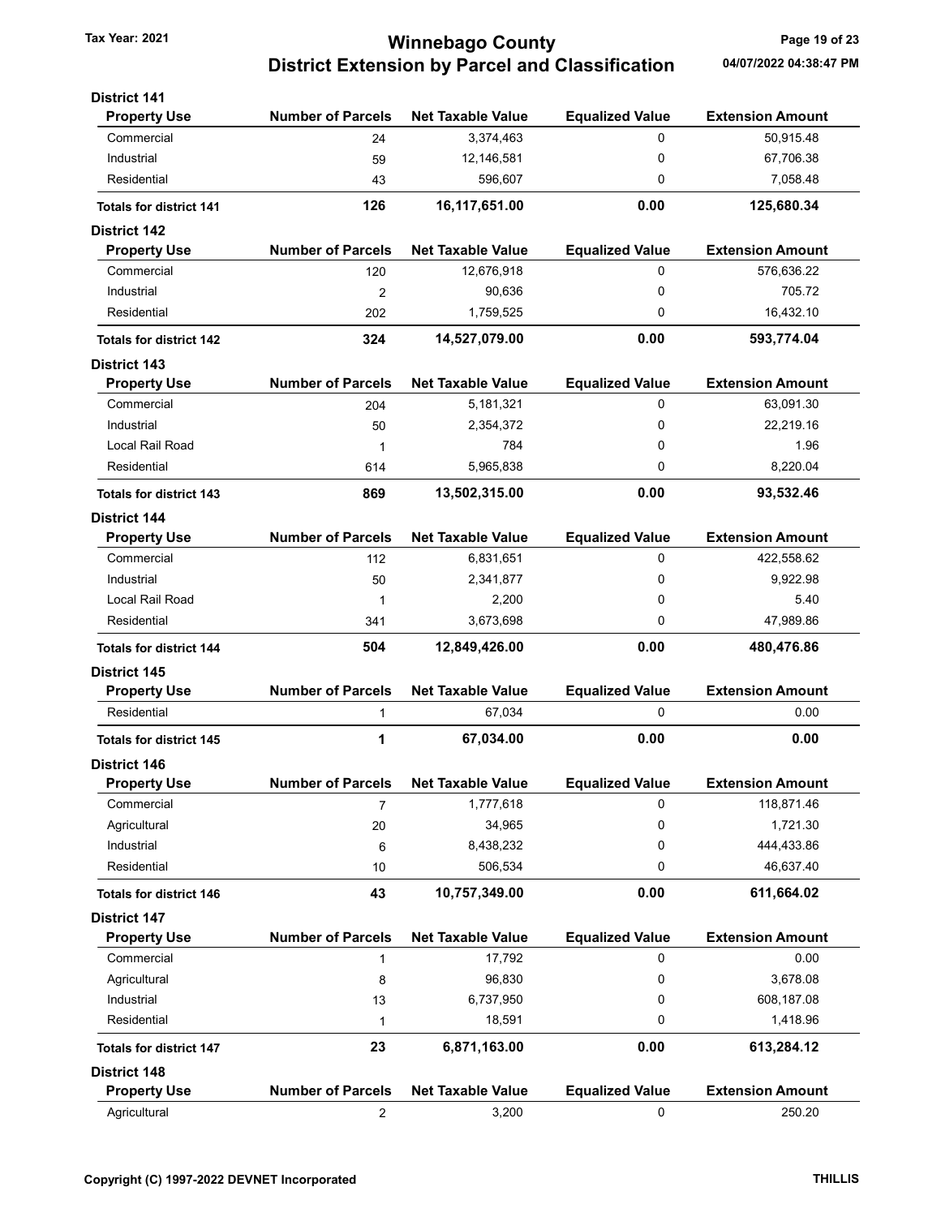### District 141

| Property Use | Number of Parcels | Net Taxable Value | Equalized Value | Extension Amount |
|---|---|---|---|---|
| Commercial | 24 | 3,374,463 | 0 | 50,915.48 |
| Industrial | 59 | 12,146,581 | 0 | 67,706.38 |
| Residential | 43 | 596,607 | 0 | 7,058.48 |
| **Totals for district 141** | **126** | **16,117,651.00** | **0.00** | **125,680.34** |

### District 142

| Property Use | Number of Parcels | Net Taxable Value | Equalized Value | Extension Amount |
|---|---|---|---|---|
| Commercial | 120 | 12,676,918 | 0 | 576,636.22 |
| Industrial | 2 | 90,636 | 0 | 705.72 |
| Residential | 202 | 1,759,525 | 0 | 16,432.10 |
| **Totals for district 142** | **324** | **14,527,079.00** | **0.00** | **593,774.04** |

### District 143

| Property Use | Number of Parcels | Net Taxable Value | Equalized Value | Extension Amount |
|---|---|---|---|---|
| Commercial | 204 | 5,181,321 | 0 | 63,091.30 |
| Industrial | 50 | 2,354,372 | 0 | 22,219.16 |
| Local Rail Road | 1 | 784 | 0 | 1.96 |
| Residential | 614 | 5,965,838 | 0 | 8,220.04 |
| **Totals for district 143** | **869** | **13,502,315.00** | **0.00** | **93,532.46** |

### District 144

| Property Use | Number of Parcels | Net Taxable Value | Equalized Value | Extension Amount |
|---|---|---|---|---|
| Commercial | 112 | 6,831,651 | 0 | 422,558.62 |
| Industrial | 50 | 2,341,877 | 0 | 9,922.98 |
| Local Rail Road | 1 | 2,200 | 0 | 5.40 |
| Residential | 341 | 3,673,698 | 0 | 47,989.86 |
| **Totals for district 144** | **504** | **12,849,426.00** | **0.00** | **480,476.86** |

### District 145

| Property Use | Number of Parcels | Net Taxable Value | Equalized Value | Extension Amount |
|---|---|---|---|---|
| Residential | 1 | 67,034 | 0 | 0.00 |
| **Totals for district 145** | **1** | **67,034.00** | **0.00** | **0.00** |

### District 146

| Property Use | Number of Parcels | Net Taxable Value | Equalized Value | Extension Amount |
|---|---|---|---|---|
| Commercial | 7 | 1,777,618 | 0 | 118,871.46 |
| Agricultural | 20 | 34,965 | 0 | 1,721.30 |
| Industrial | 6 | 8,438,232 | 0 | 444,433.86 |
| Residential | 10 | 506,534 | 0 | 46,637.40 |
| **Totals for district 146** | **43** | **10,757,349.00** | **0.00** | **611,664.02** |

### District 147

| Property Use | Number of Parcels | Net Taxable Value | Equalized Value | Extension Amount |
|---|---|---|---|---|
| Commercial | 1 | 17,792 | 0 | 0.00 |
| Agricultural | 8 | 96,830 | 0 | 3,678.08 |
| Industrial | 13 | 6,737,950 | 0 | 608,187.08 |
| Residential | 1 | 18,591 | 0 | 1,418.96 |
| **Totals for district 147** | **23** | **6,871,163.00** | **0.00** | **613,284.12** |

### District 148

| Property Use | Number of Parcels | Net Taxable Value | Equalized Value | Extension Amount |
|---|---|---|---|---|
| Agricultural | 2 | 3,200 | 0 | 250.20 |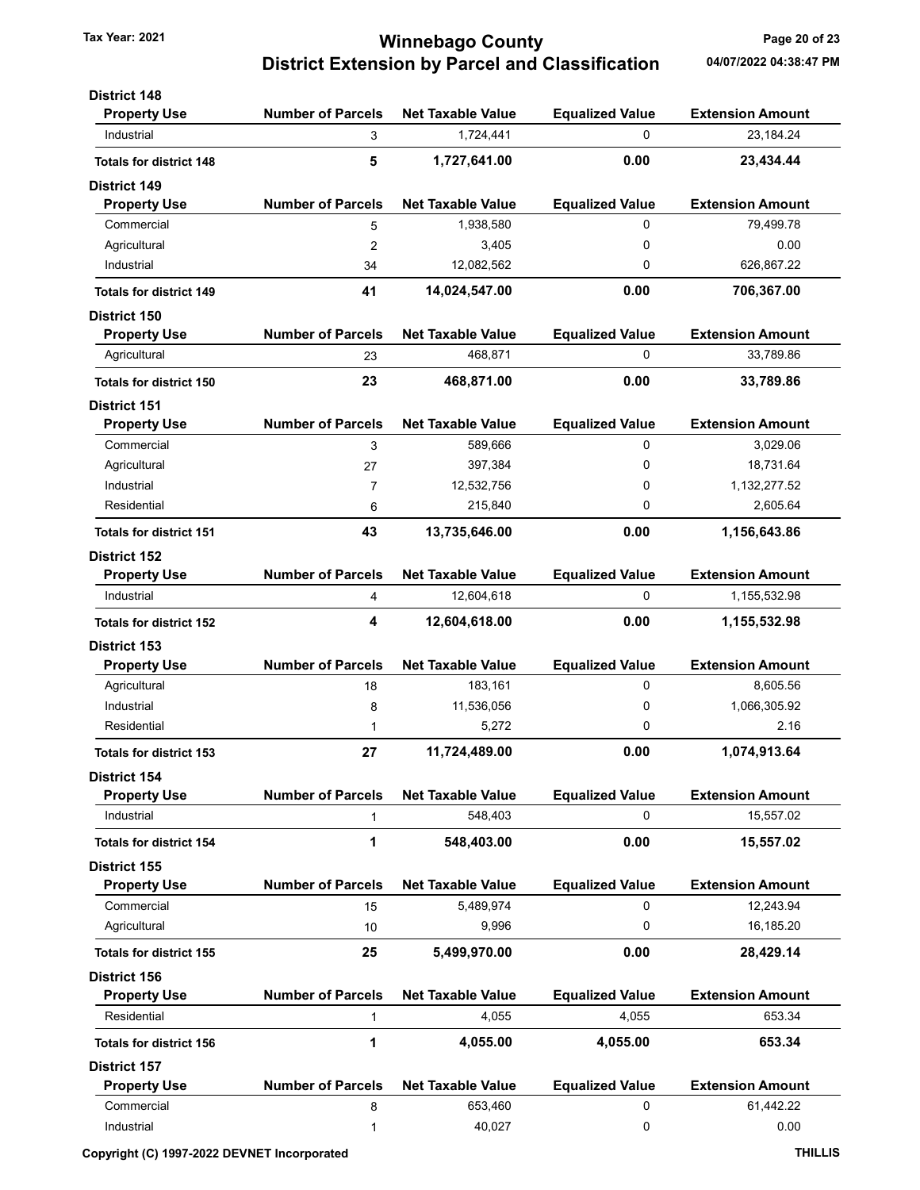**District 148**

| Property Use | Number of Parcels | Net Taxable Value | Equalized Value | Extension Amount |
|---|---|---|---|---|
| Industrial | 3 | 1,724,441 | 0 | 23,184.24 |
| **Totals for district 148** | **5** | **1,727,641.00** | **0.00** | **23,434.44** |

**District 149**

| Property Use | Number of Parcels | Net Taxable Value | Equalized Value | Extension Amount |
|---|---|---|---|---|
| Commercial | 5 | 1,938,580 | 0 | 79,499.78 |
| Agricultural | 2 | 3,405 | 0 | 0.00 |
| Industrial | 34 | 12,082,562 | 0 | 626,867.22 |
| **Totals for district 149** | **41** | **14,024,547.00** | **0.00** | **706,367.00** |

**District 150**

| Property Use | Number of Parcels | Net Taxable Value | Equalized Value | Extension Amount |
|---|---|---|---|---|
| Agricultural | 23 | 468,871 | 0 | 33,789.86 |
| **Totals for district 150** | **23** | **468,871.00** | **0.00** | **33,789.86** |

**District 151**

| Property Use | Number of Parcels | Net Taxable Value | Equalized Value | Extension Amount |
|---|---|---|---|---|
| Commercial | 3 | 589,666 | 0 | 3,029.06 |
| Agricultural | 27 | 397,384 | 0 | 18,731.64 |
| Industrial | 7 | 12,532,756 | 0 | 1,132,277.52 |
| Residential | 6 | 215,840 | 0 | 2,605.64 |
| **Totals for district 151** | **43** | **13,735,646.00** | **0.00** | **1,156,643.86** |

**District 152**

| Property Use | Number of Parcels | Net Taxable Value | Equalized Value | Extension Amount |
|---|---|---|---|---|
| Industrial | 4 | 12,604,618 | 0 | 1,155,532.98 |
| **Totals for district 152** | **4** | **12,604,618.00** | **0.00** | **1,155,532.98** |

**District 153**

| Property Use | Number of Parcels | Net Taxable Value | Equalized Value | Extension Amount |
|---|---|---|---|---|
| Agricultural | 18 | 183,161 | 0 | 8,605.56 |
| Industrial | 8 | 11,536,056 | 0 | 1,066,305.92 |
| Residential | 1 | 5,272 | 0 | 2.16 |
| **Totals for district 153** | **27** | **11,724,489.00** | **0.00** | **1,074,913.64** |

**District 154**

| Property Use | Number of Parcels | Net Taxable Value | Equalized Value | Extension Amount |
|---|---|---|---|---|
| Industrial | 1 | 548,403 | 0 | 15,557.02 |
| **Totals for district 154** | **1** | **548,403.00** | **0.00** | **15,557.02** |

**District 155**

| Property Use | Number of Parcels | Net Taxable Value | Equalized Value | Extension Amount |
|---|---|---|---|---|
| Commercial | 15 | 5,489,974 | 0 | 12,243.94 |
| Agricultural | 10 | 9,996 | 0 | 16,185.20 |
| **Totals for district 155** | **25** | **5,499,970.00** | **0.00** | **28,429.14** |

**District 156**

| Property Use | Number of Parcels | Net Taxable Value | Equalized Value | Extension Amount |
|---|---|---|---|---|
| Residential | 1 | 4,055 | 4,055 | 653.34 |
| **Totals for district 156** | **1** | **4,055.00** | **4,055.00** | **653.34** |

**District 157**

| Property Use | Number of Parcels | Net Taxable Value | Equalized Value | Extension Amount |
|---|---|---|---|---|
| Commercial | 8 | 653,460 | 0 | 61,442.22 |
| Industrial | 1 | 40,027 | 0 | 0.00 |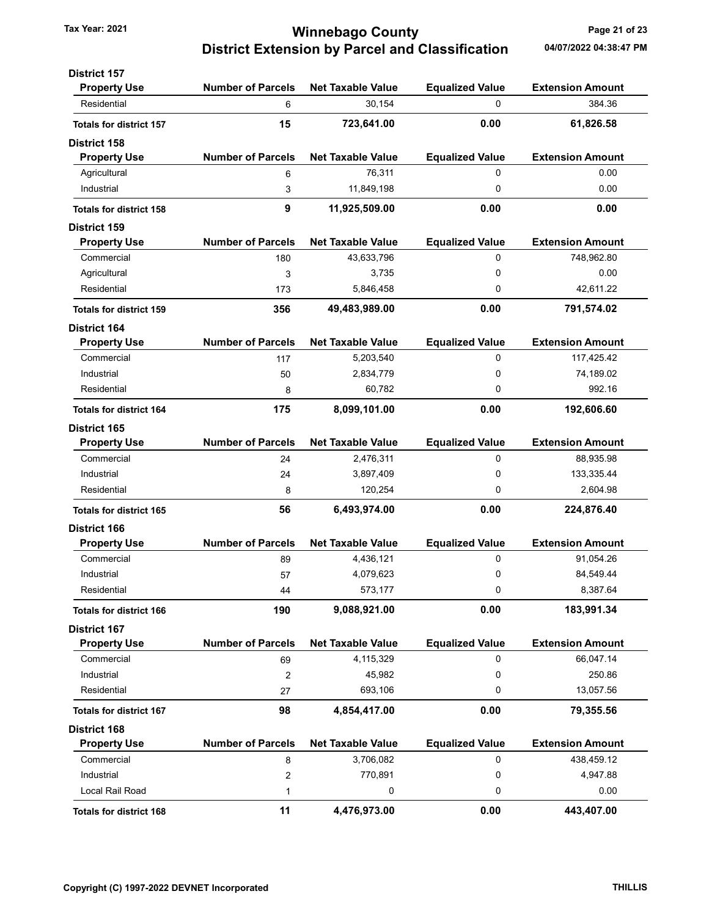## District 157

| Property Use | Number of Parcels | Net Taxable Value | Equalized Value | Extension Amount |
|---|---|---|---|---|
| Residential | 6 | 30,154 | 0 | 384.36 |
| **Totals for district 157** | **15** | **723,641.00** | **0.00** | **61,826.58** |

## District 158

| Property Use | Number of Parcels | Net Taxable Value | Equalized Value | Extension Amount |
|---|---|---|---|---|
| Agricultural | 6 | 76,311 | 0 | 0.00 |
| Industrial | 3 | 11,849,198 | 0 | 0.00 |
| **Totals for district 158** | **9** | **11,925,509.00** | **0.00** | **0.00** |

## District 159

| Property Use | Number of Parcels | Net Taxable Value | Equalized Value | Extension Amount |
|---|---|---|---|---|
| Commercial | 180 | 43,633,796 | 0 | 748,962.80 |
| Agricultural | 3 | 3,735 | 0 | 0.00 |
| Residential | 173 | 5,846,458 | 0 | 42,611.22 |
| **Totals for district 159** | **356** | **49,483,989.00** | **0.00** | **791,574.02** |

## District 164

| Property Use | Number of Parcels | Net Taxable Value | Equalized Value | Extension Amount |
|---|---|---|---|---|
| Commercial | 117 | 5,203,540 | 0 | 117,425.42 |
| Industrial | 50 | 2,834,779 | 0 | 74,189.02 |
| Residential | 8 | 60,782 | 0 | 992.16 |
| **Totals for district 164** | **175** | **8,099,101.00** | **0.00** | **192,606.60** |

## District 165

| Property Use | Number of Parcels | Net Taxable Value | Equalized Value | Extension Amount |
|---|---|---|---|---|
| Commercial | 24 | 2,476,311 | 0 | 88,935.98 |
| Industrial | 24 | 3,897,409 | 0 | 133,335.44 |
| Residential | 8 | 120,254 | 0 | 2,604.98 |
| **Totals for district 165** | **56** | **6,493,974.00** | **0.00** | **224,876.40** |

## District 166

| Property Use | Number of Parcels | Net Taxable Value | Equalized Value | Extension Amount |
|---|---|---|---|---|
| Commercial | 89 | 4,436,121 | 0 | 91,054.26 |
| Industrial | 57 | 4,079,623 | 0 | 84,549.44 |
| Residential | 44 | 573,177 | 0 | 8,387.64 |
| **Totals for district 166** | **190** | **9,088,921.00** | **0.00** | **183,991.34** |

## District 167

| Property Use | Number of Parcels | Net Taxable Value | Equalized Value | Extension Amount |
|---|---|---|---|---|
| Commercial | 69 | 4,115,329 | 0 | 66,047.14 |
| Industrial | 2 | 45,982 | 0 | 250.86 |
| Residential | 27 | 693,106 | 0 | 13,057.56 |
| **Totals for district 167** | **98** | **4,854,417.00** | **0.00** | **79,355.56** |

## District 168

| Property Use | Number of Parcels | Net Taxable Value | Equalized Value | Extension Amount |
|---|---|---|---|---|
| Commercial | 8 | 3,706,082 | 0 | 438,459.12 |
| Industrial | 2 | 770,891 | 0 | 4,947.88 |
| Local Rail Road | 1 | 0 | 0 | 0.00 |
| **Totals for district 168** | **11** | **4,476,973.00** | **0.00** | **443,407.00** |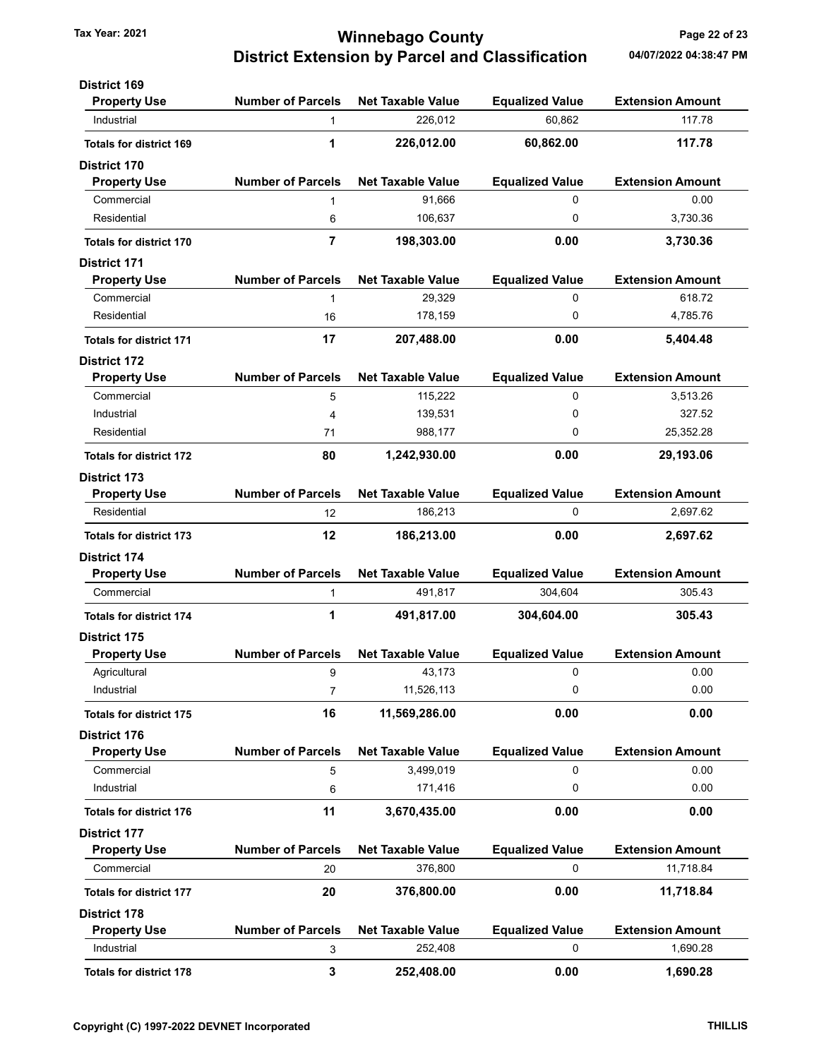## District 169

| Property Use | Number of Parcels | Net Taxable Value | Equalized Value | Extension Amount |
|---|---|---|---|---|
| Industrial | 1 | 226,012 | 60,862 | 117.78 |
| **Totals for district 169** | **1** | **226,012.00** | **60,862.00** | **117.78** |

## District 170

| Property Use | Number of Parcels | Net Taxable Value | Equalized Value | Extension Amount |
|---|---|---|---|---|
| Commercial | 1 | 91,666 | 0 | 0.00 |
| Residential | 6 | 106,637 | 0 | 3,730.36 |
| **Totals for district 170** | **7** | **198,303.00** | **0.00** | **3,730.36** |

## District 171

| Property Use | Number of Parcels | Net Taxable Value | Equalized Value | Extension Amount |
|---|---|---|---|---|
| Commercial | 1 | 29,329 | 0 | 618.72 |
| Residential | 16 | 178,159 | 0 | 4,785.76 |
| **Totals for district 171** | **17** | **207,488.00** | **0.00** | **5,404.48** |

## District 172

| Property Use | Number of Parcels | Net Taxable Value | Equalized Value | Extension Amount |
|---|---|---|---|---|
| Commercial | 5 | 115,222 | 0 | 3,513.26 |
| Industrial | 4 | 139,531 | 0 | 327.52 |
| Residential | 71 | 988,177 | 0 | 25,352.28 |
| **Totals for district 172** | **80** | **1,242,930.00** | **0.00** | **29,193.06** |

## District 173

| Property Use | Number of Parcels | Net Taxable Value | Equalized Value | Extension Amount |
|---|---|---|---|---|
| Residential | 12 | 186,213 | 0 | 2,697.62 |
| **Totals for district 173** | **12** | **186,213.00** | **0.00** | **2,697.62** |

## District 174

| Property Use | Number of Parcels | Net Taxable Value | Equalized Value | Extension Amount |
|---|---|---|---|---|
| Commercial | 1 | 491,817 | 304,604 | 305.43 |
| **Totals for district 174** | **1** | **491,817.00** | **304,604.00** | **305.43** |

## District 175

| Property Use | Number of Parcels | Net Taxable Value | Equalized Value | Extension Amount |
|---|---|---|---|---|
| Agricultural | 9 | 43,173 | 0 | 0.00 |
| Industrial | 7 | 11,526,113 | 0 | 0.00 |
| **Totals for district 175** | **16** | **11,569,286.00** | **0.00** | **0.00** |

## District 176

| Property Use | Number of Parcels | Net Taxable Value | Equalized Value | Extension Amount |
|---|---|---|---|---|
| Commercial | 5 | 3,499,019 | 0 | 0.00 |
| Industrial | 6 | 171,416 | 0 | 0.00 |
| **Totals for district 176** | **11** | **3,670,435.00** | **0.00** | **0.00** |

## District 177

| Property Use | Number of Parcels | Net Taxable Value | Equalized Value | Extension Amount |
|---|---|---|---|---|
| Commercial | 20 | 376,800 | 0 | 11,718.84 |
| **Totals for district 177** | **20** | **376,800.00** | **0.00** | **11,718.84** |

## District 178

| Property Use | Number of Parcels | Net Taxable Value | Equalized Value | Extension Amount |
|---|---|---|---|---|
| Industrial | 3 | 252,408 | 0 | 1,690.28 |
| **Totals for district 178** | **3** | **252,408.00** | **0.00** | **1,690.28** |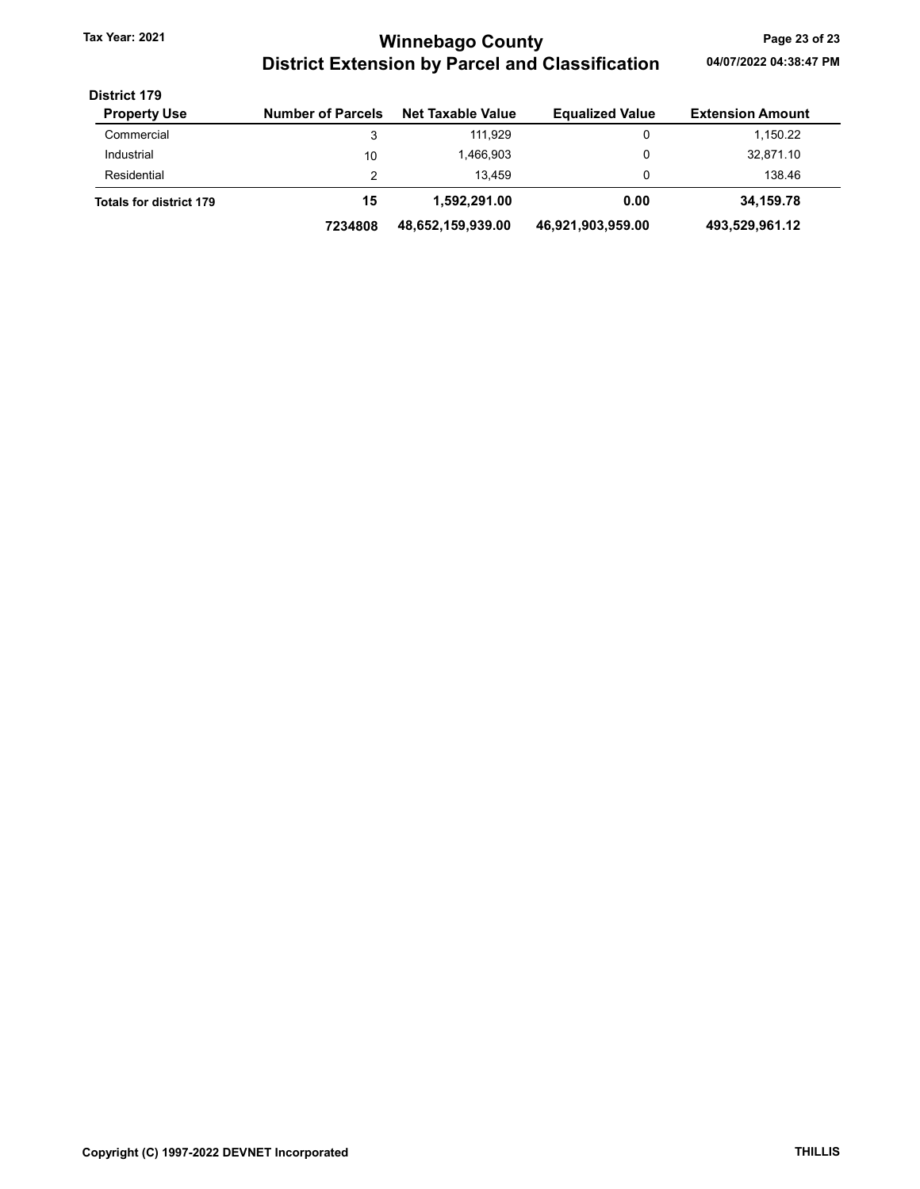**District 179**

| Property Use | Number of Parcels | Net Taxable Value | Equalized Value | Extension Amount |
|---|---|---|---|---|
| Commercial | 3 | 111,929 | 0 | 1,150.22 |
| Industrial | 10 | 1,466,903 | 0 | 32,871.10 |
| Residential | 2 | 13,459 | 0 | 138.46 |
| **Totals for district 179** | **15** | **1,592,291.00** | **0.00** | **34,159.78** |
| | **7234808** | **48,652,159,939.00** | **46,921,903,959.00** | **493,529,961.12** |